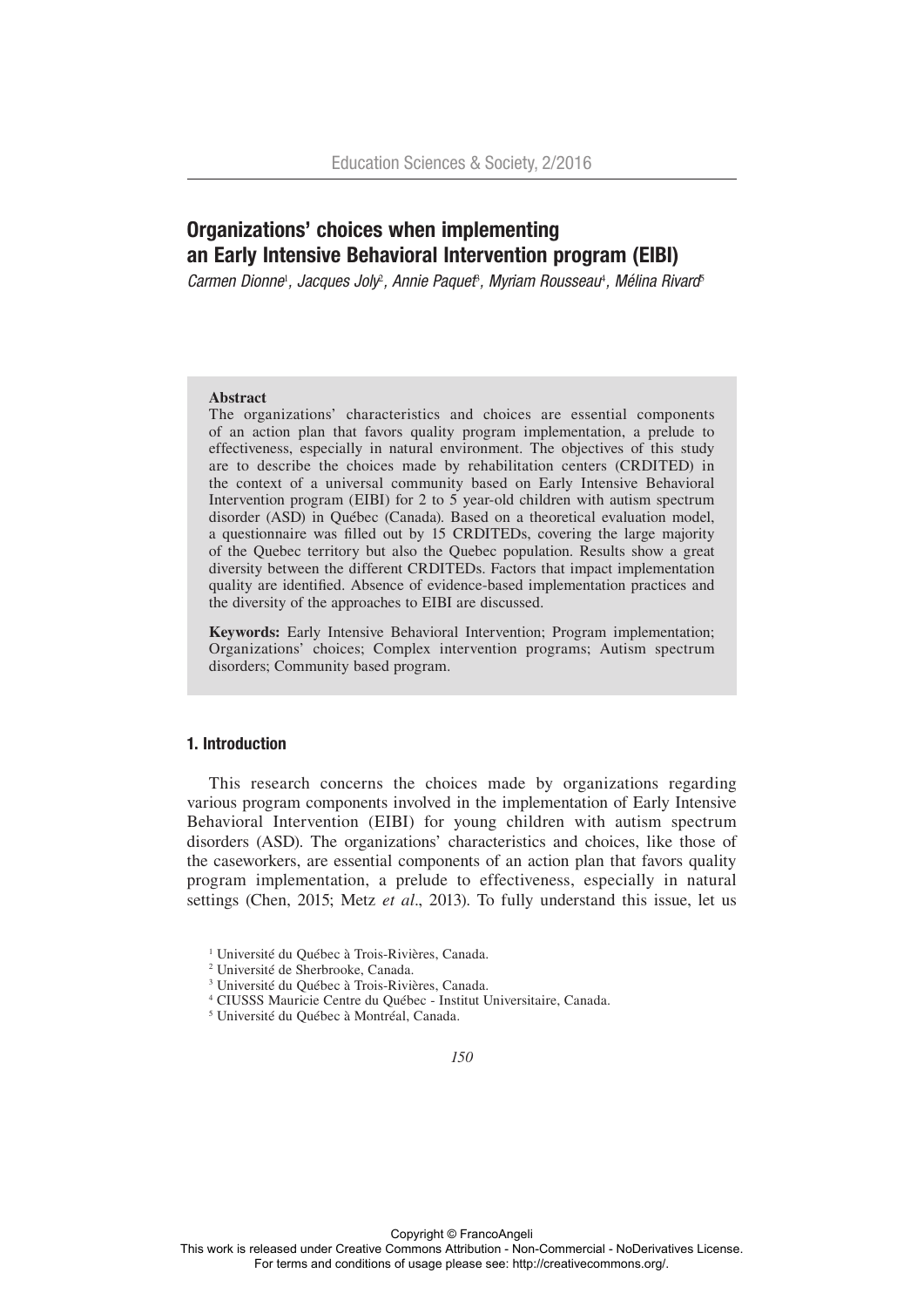# Organizations' choices when implementing an Early Intensive Behavioral Intervention program (EIBI)

*Carmen Dionne*[1], *Jacques Joly*[2], *Annie Paquet*[3], *Myriam Rousseau*[4], *Mélina Rivard*[5]

**Abstract**

The organizations' characteristics and choices are essential components of an action plan that favors quality program implementation, a prelude to effectiveness, especially in natural environment. The objectives of this study are to describe the choices made by rehabilitation centers (CRDITED) in the context of a universal community based on Early Intensive Behavioral Intervention program (EIBI) for 2 to 5 year-old children with autism spectrum disorder (ASD) in Québec (Canada). Based on a theoretical evaluation model, a questionnaire was filled out by 15 CRDITEDs, covering the large majority of the Quebec territory but also the Quebec population. Results show a great diversity between the different CRDITEDs. Factors that impact implementation quality are identified. Absence of evidence-based implementation practices and the diversity of the approaches to EIBI are discussed.

**Keywords:** Early Intensive Behavioral Intervention; Program implementation; Organizations' choices; Complex intervention programs; Autism spectrum disorders; Community based program.

## 1. Introduction

This research concerns the choices made by organizations regarding various program components involved in the implementation of Early Intensive Behavioral Intervention (EIBI) for young children with autism spectrum disorders (ASD). The organizations' characteristics and choices, like those of the caseworkers, are essential components of an action plan that favors quality program implementation, a prelude to effectiveness, especially in natural settings (Chen, 2015; Metz *et al*., 2013). To fully understand this issue, let us

[1] Université du Québec à Trois-Rivières, Canada.
[2] Université de Sherbrooke, Canada.
[3] Université du Québec à Trois-Rivières, Canada.
[4] CIUSSS Mauricie Centre du Québec - Institut Universitaire, Canada.
[5] Université du Québec à Montréal, Canada.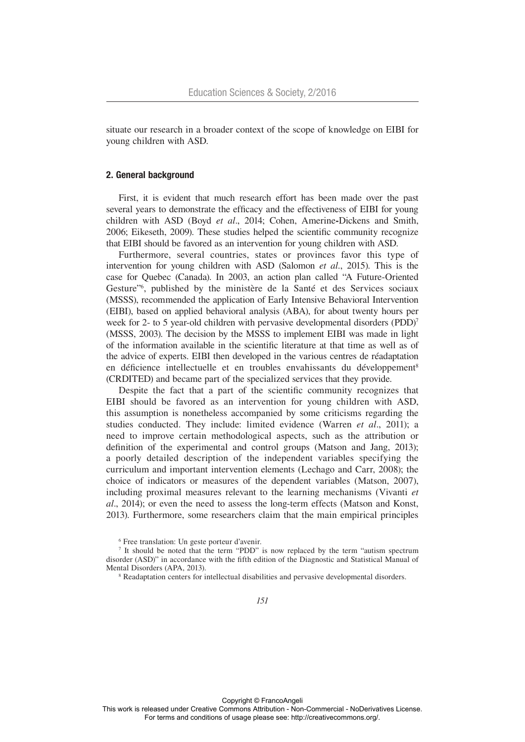situate our research in a broader context of the scope of knowledge on EIBI for young children with ASD.

## 2. General background

First, it is evident that much research effort has been made over the past several years to demonstrate the efficacy and the effectiveness of EIBI for young children with ASD (Boyd *et al*., 2014; Cohen, Amerine-Dickens and Smith, 2006; Eikeseth, 2009). These studies helped the scientific community recognize that EIBI should be favored as an intervention for young children with ASD.

Furthermore, several countries, states or provinces favor this type of intervention for young children with ASD (Salomon *et al*., 2015). This is the case for Quebec (Canada). In 2003, an action plan called "A Future-Oriented Gesture"[6], published by the ministère de la Santé et des Services sociaux (MSSS), recommended the application of Early Intensive Behavioral Intervention (EIBI), based on applied behavioral analysis (ABA), for about twenty hours per week for 2- to 5 year-old children with pervasive developmental disorders (PDD)[7] (MSSS, 2003). The decision by the MSSS to implement EIBI was made in light of the information available in the scientific literature at that time as well as of the advice of experts. EIBI then developed in the various centres de réadaptation en déficience intellectuelle et en troubles envahissants du développement[8] (CRDITED) and became part of the specialized services that they provide.

Despite the fact that a part of the scientific community recognizes that EIBI should be favored as an intervention for young children with ASD, this assumption is nonetheless accompanied by some criticisms regarding the studies conducted. They include: limited evidence (Warren *et al*., 2011); a need to improve certain methodological aspects, such as the attribution or definition of the experimental and control groups (Matson and Jang, 2013); a poorly detailed description of the independent variables specifying the curriculum and important intervention elements (Lechago and Carr, 2008); the choice of indicators or measures of the dependent variables (Matson, 2007), including proximal measures relevant to the learning mechanisms (Vivanti *et al*., 2014); or even the need to assess the long-term effects (Matson and Konst, 2013). Furthermore, some researchers claim that the main empirical principles

[6] Free translation: Un geste porteur d'avenir.

[7] It should be noted that the term "PDD" is now replaced by the term "autism spectrum disorder (ASD)" in accordance with the fifth edition of the Diagnostic and Statistical Manual of Mental Disorders (APA, 2013).

[8] Readaptation centers for intellectual disabilities and pervasive developmental disorders.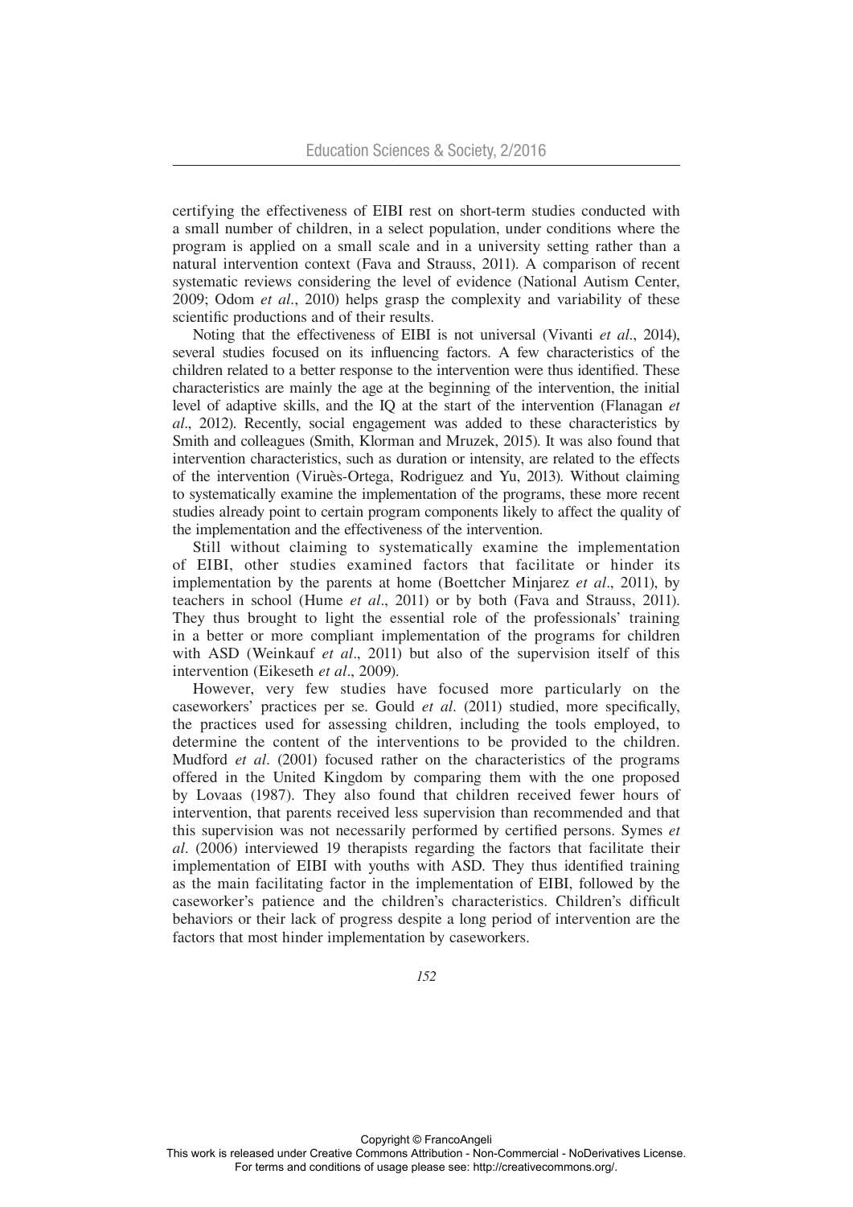certifying the effectiveness of EIBI rest on short-term studies conducted with a small number of children, in a select population, under conditions where the program is applied on a small scale and in a university setting rather than a natural intervention context (Fava and Strauss, 2011). A comparison of recent systematic reviews considering the level of evidence (National Autism Center, 2009; Odom *et al*., 2010) helps grasp the complexity and variability of these scientific productions and of their results.

Noting that the effectiveness of EIBI is not universal (Vivanti *et al*., 2014), several studies focused on its influencing factors. A few characteristics of the children related to a better response to the intervention were thus identified. These characteristics are mainly the age at the beginning of the intervention, the initial level of adaptive skills, and the IQ at the start of the intervention (Flanagan *et al*., 2012). Recently, social engagement was added to these characteristics by Smith and colleagues (Smith, Klorman and Mruzek, 2015). It was also found that intervention characteristics, such as duration or intensity, are related to the effects of the intervention (Viruès-Ortega, Rodriguez and Yu, 2013). Without claiming to systematically examine the implementation of the programs, these more recent studies already point to certain program components likely to affect the quality of the implementation and the effectiveness of the intervention.

Still without claiming to systematically examine the implementation of EIBI, other studies examined factors that facilitate or hinder its implementation by the parents at home (Boettcher Minjarez *et al*., 2011), by teachers in school (Hume *et al*., 2011) or by both (Fava and Strauss, 2011). They thus brought to light the essential role of the professionals' training in a better or more compliant implementation of the programs for children with ASD (Weinkauf *et al*., 2011) but also of the supervision itself of this intervention (Eikeseth *et al*., 2009).

However, very few studies have focused more particularly on the caseworkers' practices per se. Gould *et al*. (2011) studied, more specifically, the practices used for assessing children, including the tools employed, to determine the content of the interventions to be provided to the children. Mudford *et al*. (2001) focused rather on the characteristics of the programs offered in the United Kingdom by comparing them with the one proposed by Lovaas (1987). They also found that children received fewer hours of intervention, that parents received less supervision than recommended and that this supervision was not necessarily performed by certified persons. Symes *et al*. (2006) interviewed 19 therapists regarding the factors that facilitate their implementation of EIBI with youths with ASD. They thus identified training as the main facilitating factor in the implementation of EIBI, followed by the caseworker's patience and the children's characteristics. Children's difficult behaviors or their lack of progress despite a long period of intervention are the factors that most hinder implementation by caseworkers.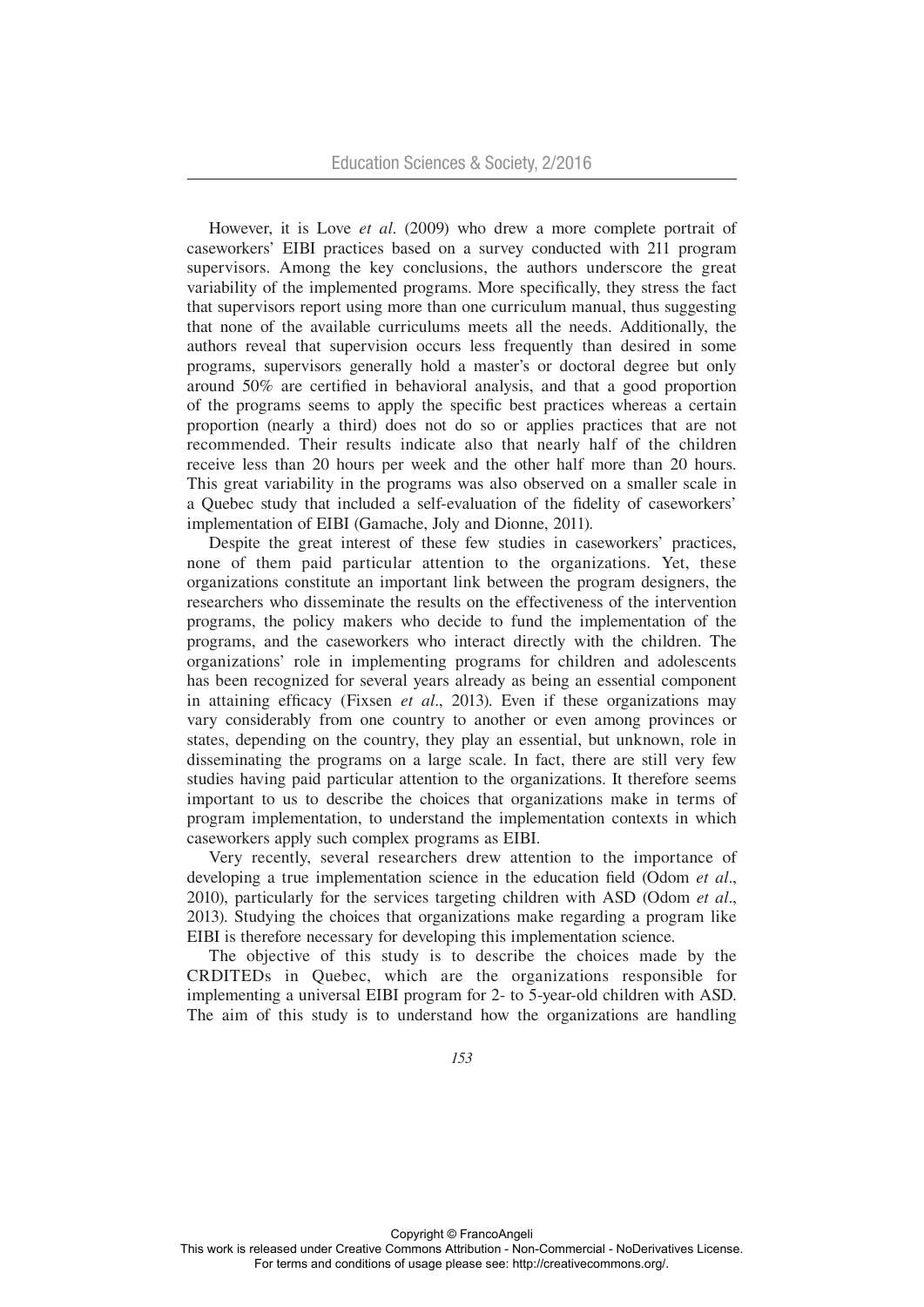However, it is Love *et al*. (2009) who drew a more complete portrait of caseworkers' EIBI practices based on a survey conducted with 211 program supervisors. Among the key conclusions, the authors underscore the great variability of the implemented programs. More specifically, they stress the fact that supervisors report using more than one curriculum manual, thus suggesting that none of the available curriculums meets all the needs. Additionally, the authors reveal that supervision occurs less frequently than desired in some programs, supervisors generally hold a master's or doctoral degree but only around 50% are certified in behavioral analysis, and that a good proportion of the programs seems to apply the specific best practices whereas a certain proportion (nearly a third) does not do so or applies practices that are not recommended. Their results indicate also that nearly half of the children receive less than 20 hours per week and the other half more than 20 hours. This great variability in the programs was also observed on a smaller scale in a Quebec study that included a self-evaluation of the fidelity of caseworkers' implementation of EIBI (Gamache, Joly and Dionne, 2011).

Despite the great interest of these few studies in caseworkers' practices, none of them paid particular attention to the organizations. Yet, these organizations constitute an important link between the program designers, the researchers who disseminate the results on the effectiveness of the intervention programs, the policy makers who decide to fund the implementation of the programs, and the caseworkers who interact directly with the children. The organizations' role in implementing programs for children and adolescents has been recognized for several years already as being an essential component in attaining efficacy (Fixsen *et al*., 2013). Even if these organizations may vary considerably from one country to another or even among provinces or states, depending on the country, they play an essential, but unknown, role in disseminating the programs on a large scale. In fact, there are still very few studies having paid particular attention to the organizations. It therefore seems important to us to describe the choices that organizations make in terms of program implementation, to understand the implementation contexts in which caseworkers apply such complex programs as EIBI.

Very recently, several researchers drew attention to the importance of developing a true implementation science in the education field (Odom *et al*., 2010), particularly for the services targeting children with ASD (Odom *et al*., 2013). Studying the choices that organizations make regarding a program like EIBI is therefore necessary for developing this implementation science.

The objective of this study is to describe the choices made by the CRDITEDs in Quebec, which are the organizations responsible for implementing a universal EIBI program for 2- to 5-year-old children with ASD. The aim of this study is to understand how the organizations are handling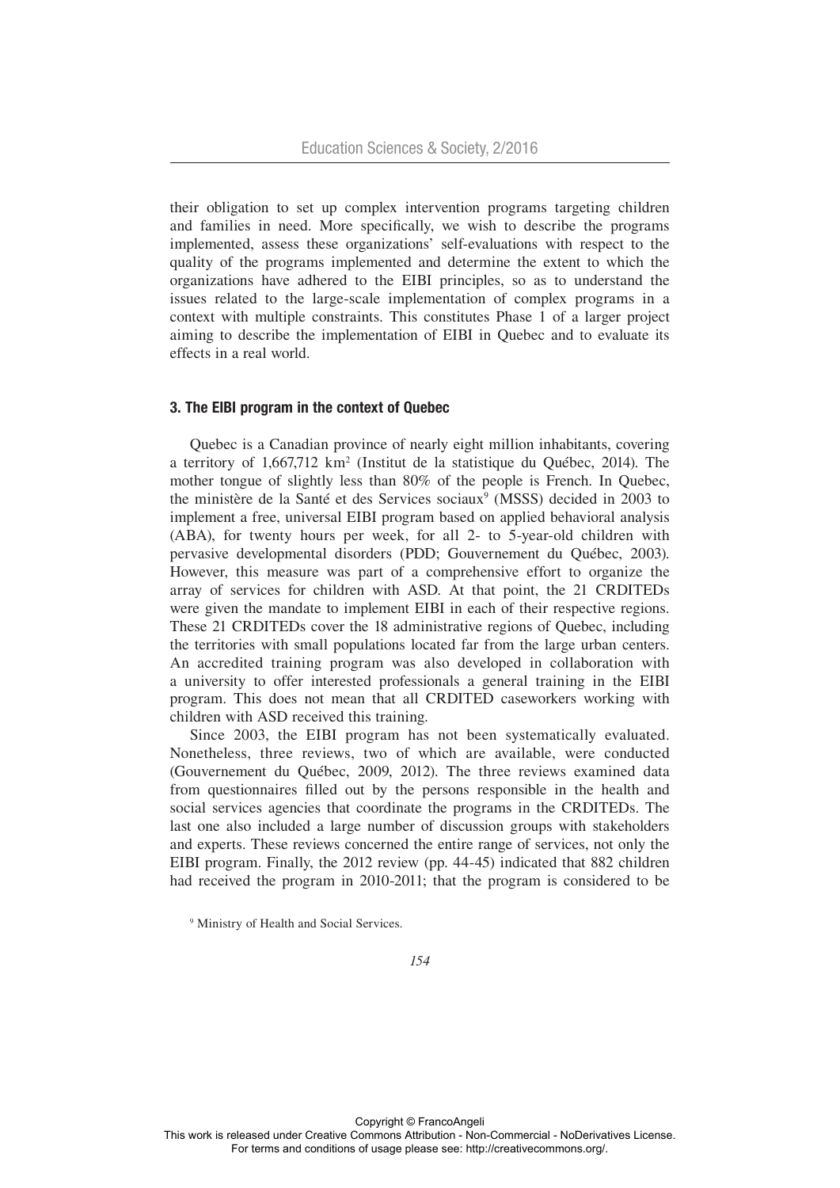their obligation to set up complex intervention programs targeting children and families in need. More specifically, we wish to describe the programs implemented, assess these organizations' self-evaluations with respect to the quality of the programs implemented and determine the extent to which the organizations have adhered to the EIBI principles, so as to understand the issues related to the large-scale implementation of complex programs in a context with multiple constraints. This constitutes Phase 1 of a larger project aiming to describe the implementation of EIBI in Quebec and to evaluate its effects in a real world.

### 3. The EIBI program in the context of Quebec

Quebec is a Canadian province of nearly eight million inhabitants, covering a territory of 1,667,712 km$^2$ (Institut de la statistique du Québec, 2014). The mother tongue of slightly less than 80% of the people is French. In Quebec, the ministère de la Santé et des Services sociaux[9] (MSSS) decided in 2003 to implement a free, universal EIBI program based on applied behavioral analysis (ABA), for twenty hours per week, for all 2- to 5-year-old children with pervasive developmental disorders (PDD; Gouvernement du Québec, 2003). However, this measure was part of a comprehensive effort to organize the array of services for children with ASD. At that point, the 21 CRDITEDs were given the mandate to implement EIBI in each of their respective regions. These 21 CRDITEDs cover the 18 administrative regions of Quebec, including the territories with small populations located far from the large urban centers. An accredited training program was also developed in collaboration with a university to offer interested professionals a general training in the EIBI program. This does not mean that all CRDITED caseworkers working with children with ASD received this training.

Since 2003, the EIBI program has not been systematically evaluated. Nonetheless, three reviews, two of which are available, were conducted (Gouvernement du Québec, 2009, 2012). The three reviews examined data from questionnaires filled out by the persons responsible in the health and social services agencies that coordinate the programs in the CRDITEDs. The last one also included a large number of discussion groups with stakeholders and experts. These reviews concerned the entire range of services, not only the EIBI program. Finally, the 2012 review (pp. 44-45) indicated that 882 children had received the program in 2010-2011; that the program is considered to be

[9] Ministry of Health and Social Services.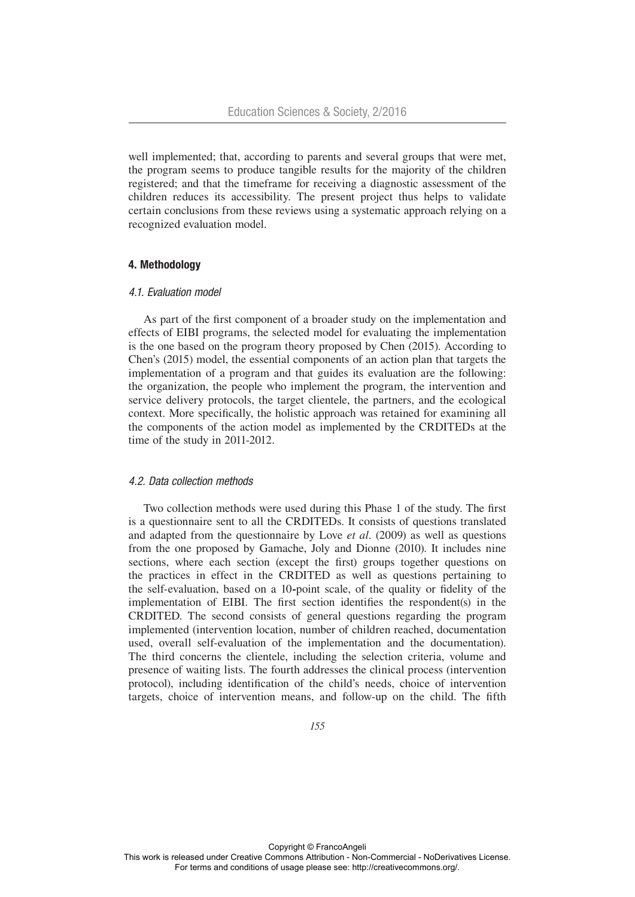well implemented; that, according to parents and several groups that were met, the program seems to produce tangible results for the majority of the children registered; and that the timeframe for receiving a diagnostic assessment of the children reduces its accessibility. The present project thus helps to validate certain conclusions from these reviews using a systematic approach relying on a recognized evaluation model.

## 4. Methodology

### *4.1. Evaluation model*

As part of the first component of a broader study on the implementation and effects of EIBI programs, the selected model for evaluating the implementation is the one based on the program theory proposed by Chen (2015). According to Chen's (2015) model, the essential components of an action plan that targets the implementation of a program and that guides its evaluation are the following: the organization, the people who implement the program, the intervention and service delivery protocols, the target clientele, the partners, and the ecological context. More specifically, the holistic approach was retained for examining all the components of the action model as implemented by the CRDITEDs at the time of the study in 2011-2012.

### *4.2. Data collection methods*

Two collection methods were used during this Phase 1 of the study. The first is a questionnaire sent to all the CRDITEDs. It consists of questions translated and adapted from the questionnaire by Love *et al*. (2009) as well as questions from the one proposed by Gamache, Joly and Dionne (2010). It includes nine sections, where each section (except the first) groups together questions on the practices in effect in the CRDITED as well as questions pertaining to the self-evaluation, based on a 10-point scale, of the quality or fidelity of the implementation of EIBI. The first section identifies the respondent(s) in the CRDITED. The second consists of general questions regarding the program implemented (intervention location, number of children reached, documentation used, overall self-evaluation of the implementation and the documentation). The third concerns the clientele, including the selection criteria, volume and presence of waiting lists. The fourth addresses the clinical process (intervention protocol), including identification of the child's needs, choice of intervention targets, choice of intervention means, and follow-up on the child. The fifth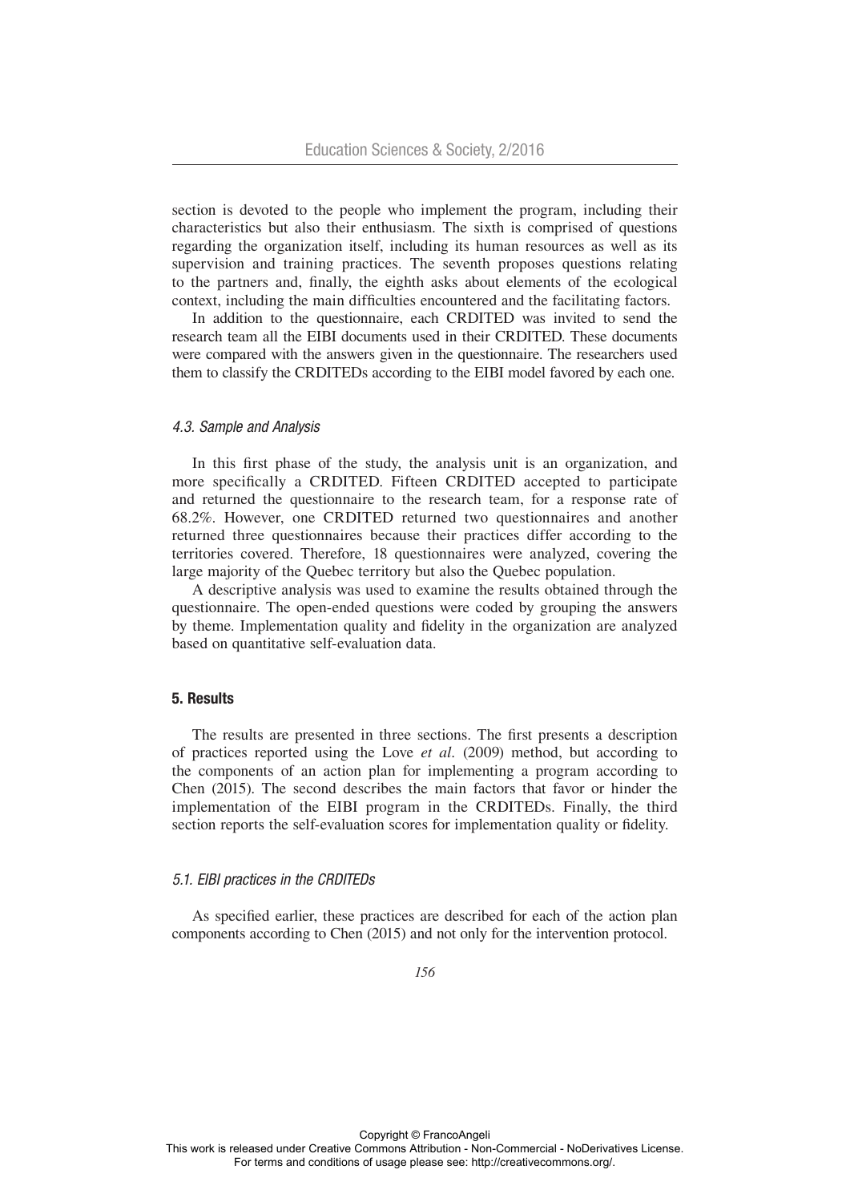section is devoted to the people who implement the program, including their characteristics but also their enthusiasm. The sixth is comprised of questions regarding the organization itself, including its human resources as well as its supervision and training practices. The seventh proposes questions relating to the partners and, finally, the eighth asks about elements of the ecological context, including the main difficulties encountered and the facilitating factors.

In addition to the questionnaire, each CRDITED was invited to send the research team all the EIBI documents used in their CRDITED. These documents were compared with the answers given in the questionnaire. The researchers used them to classify the CRDITEDs according to the EIBI model favored by each one.

### *4.3. Sample and Analysis*

In this first phase of the study, the analysis unit is an organization, and more specifically a CRDITED. Fifteen CRDITED accepted to participate and returned the questionnaire to the research team, for a response rate of 68.2%. However, one CRDITED returned two questionnaires and another returned three questionnaires because their practices differ according to the territories covered. Therefore, 18 questionnaires were analyzed, covering the large majority of the Quebec territory but also the Quebec population.

A descriptive analysis was used to examine the results obtained through the questionnaire. The open-ended questions were coded by grouping the answers by theme. Implementation quality and fidelity in the organization are analyzed based on quantitative self-evaluation data.

## 5. Results

The results are presented in three sections. The first presents a description of practices reported using the Love *et al.* (2009) method, but according to the components of an action plan for implementing a program according to Chen (2015). The second describes the main factors that favor or hinder the implementation of the EIBI program in the CRDITEDs. Finally, the third section reports the self-evaluation scores for implementation quality or fidelity.

### *5.1. EIBI practices in the CRDITEDs*

As specified earlier, these practices are described for each of the action plan components according to Chen (2015) and not only for the intervention protocol.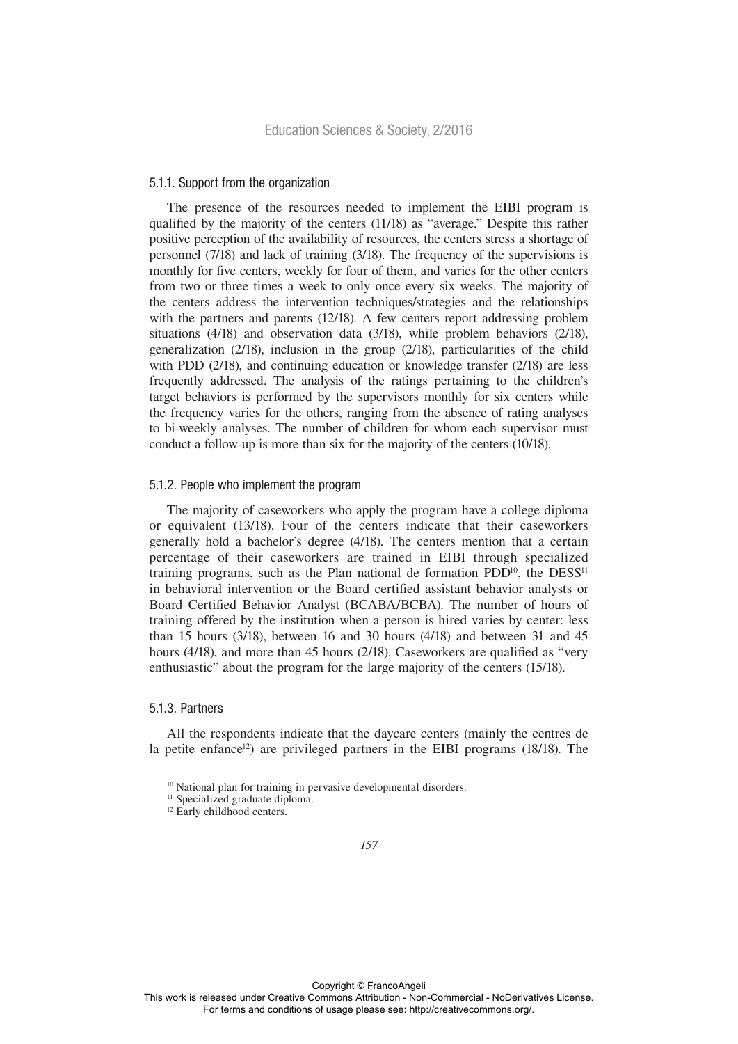#### 5.1.1. Support from the organization

The presence of the resources needed to implement the EIBI program is qualified by the majority of the centers (11/18) as "average." Despite this rather positive perception of the availability of resources, the centers stress a shortage of personnel (7/18) and lack of training (3/18). The frequency of the supervisions is monthly for five centers, weekly for four of them, and varies for the other centers from two or three times a week to only once every six weeks. The majority of the centers address the intervention techniques/strategies and the relationships with the partners and parents (12/18). A few centers report addressing problem situations (4/18) and observation data (3/18), while problem behaviors (2/18), generalization (2/18), inclusion in the group (2/18), particularities of the child with PDD (2/18), and continuing education or knowledge transfer (2/18) are less frequently addressed. The analysis of the ratings pertaining to the children's target behaviors is performed by the supervisors monthly for six centers while the frequency varies for the others, ranging from the absence of rating analyses to bi-weekly analyses. The number of children for whom each supervisor must conduct a follow-up is more than six for the majority of the centers (10/18).

#### 5.1.2. People who implement the program

The majority of caseworkers who apply the program have a college diploma or equivalent (13/18). Four of the centers indicate that their caseworkers generally hold a bachelor's degree (4/18). The centers mention that a certain percentage of their caseworkers are trained in EIBI through specialized training programs, such as the Plan national de formation PDD[10], the DESS[11] in behavioral intervention or the Board certified assistant behavior analysts or Board Certified Behavior Analyst (BCABA/BCBA). The number of hours of training offered by the institution when a person is hired varies by center: less than 15 hours (3/18), between 16 and 30 hours (4/18) and between 31 and 45 hours (4/18), and more than 45 hours (2/18). Caseworkers are qualified as "very enthusiastic" about the program for the large majority of the centers (15/18).

#### 5.1.3. Partners

All the respondents indicate that the daycare centers (mainly the centres de la petite enfance[12]) are privileged partners in the EIBI programs (18/18). The

[10] National plan for training in pervasive developmental disorders.

[11] Specialized graduate diploma.

[12] Early childhood centers.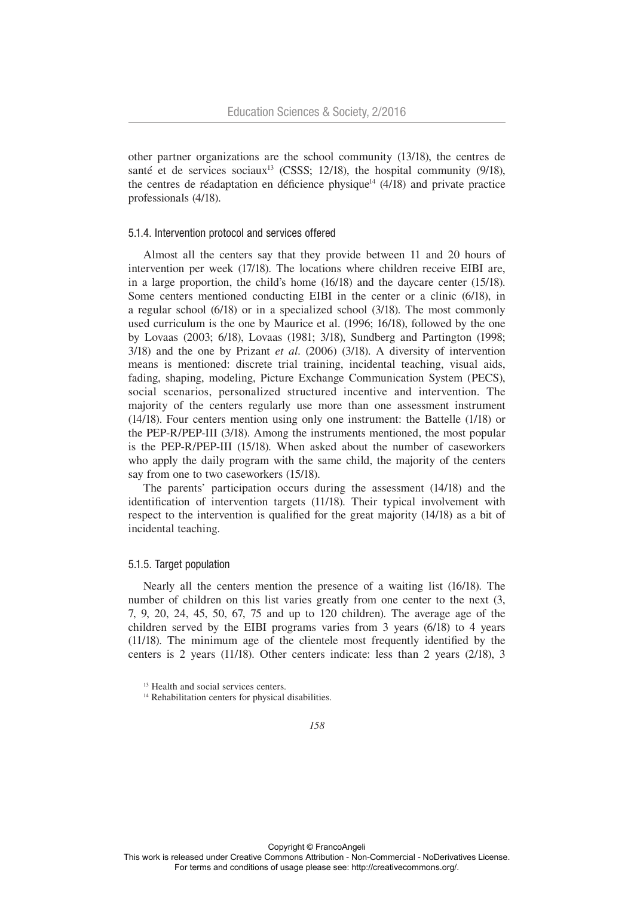other partner organizations are the school community (13/18), the centres de santé et de services sociaux[13] (CSSS; 12/18), the hospital community (9/18), the centres de réadaptation en déficience physique[14] (4/18) and private practice professionals (4/18).

### 5.1.4. Intervention protocol and services offered

Almost all the centers say that they provide between 11 and 20 hours of intervention per week (17/18). The locations where children receive EIBI are, in a large proportion, the child's home (16/18) and the daycare center (15/18). Some centers mentioned conducting EIBI in the center or a clinic (6/18), in a regular school (6/18) or in a specialized school (3/18). The most commonly used curriculum is the one by Maurice et al. (1996; 16/18), followed by the one by Lovaas (2003; 6/18), Lovaas (1981; 3/18), Sundberg and Partington (1998; 3/18) and the one by Prizant *et al*. (2006) (3/18). A diversity of intervention means is mentioned: discrete trial training, incidental teaching, visual aids, fading, shaping, modeling, Picture Exchange Communication System (PECS), social scenarios, personalized structured incentive and intervention. The majority of the centers regularly use more than one assessment instrument (14/18). Four centers mention using only one instrument: the Battelle (1/18) or the PEP-R/PEP-III (3/18). Among the instruments mentioned, the most popular is the PEP-R/PEP-III (15/18). When asked about the number of caseworkers who apply the daily program with the same child, the majority of the centers say from one to two caseworkers (15/18).

The parents' participation occurs during the assessment (14/18) and the identification of intervention targets (11/18). Their typical involvement with respect to the intervention is qualified for the great majority (14/18) as a bit of incidental teaching.

### 5.1.5. Target population

Nearly all the centers mention the presence of a waiting list (16/18). The number of children on this list varies greatly from one center to the next (3, 7, 9, 20, 24, 45, 50, 67, 75 and up to 120 children). The average age of the children served by the EIBI programs varies from 3 years (6/18) to 4 years (11/18). The minimum age of the clientele most frequently identified by the centers is 2 years (11/18). Other centers indicate: less than 2 years (2/18), 3

[13] Health and social services centers.

[14] Rehabilitation centers for physical disabilities.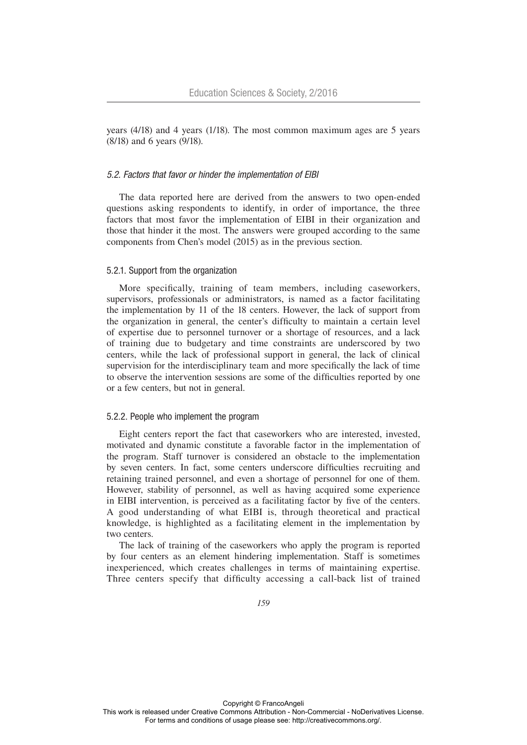years (4/18) and 4 years (1/18). The most common maximum ages are 5 years (8/18) and 6 years (9/18).

### *5.2. Factors that favor or hinder the implementation of EIBI*

The data reported here are derived from the answers to two open-ended questions asking respondents to identify, in order of importance, the three factors that most favor the implementation of EIBI in their organization and those that hinder it the most. The answers were grouped according to the same components from Chen's model (2015) as in the previous section.

#### 5.2.1. Support from the organization

More specifically, training of team members, including caseworkers, supervisors, professionals or administrators, is named as a factor facilitating the implementation by 11 of the 18 centers. However, the lack of support from the organization in general, the center's difficulty to maintain a certain level of expertise due to personnel turnover or a shortage of resources, and a lack of training due to budgetary and time constraints are underscored by two centers, while the lack of professional support in general, the lack of clinical supervision for the interdisciplinary team and more specifically the lack of time to observe the intervention sessions are some of the difficulties reported by one or a few centers, but not in general.

#### 5.2.2. People who implement the program

Eight centers report the fact that caseworkers who are interested, invested, motivated and dynamic constitute a favorable factor in the implementation of the program. Staff turnover is considered an obstacle to the implementation by seven centers. In fact, some centers underscore difficulties recruiting and retaining trained personnel, and even a shortage of personnel for one of them. However, stability of personnel, as well as having acquired some experience in EIBI intervention, is perceived as a facilitating factor by five of the centers. A good understanding of what EIBI is, through theoretical and practical knowledge, is highlighted as a facilitating element in the implementation by two centers.

The lack of training of the caseworkers who apply the program is reported by four centers as an element hindering implementation. Staff is sometimes inexperienced, which creates challenges in terms of maintaining expertise. Three centers specify that difficulty accessing a call-back list of trained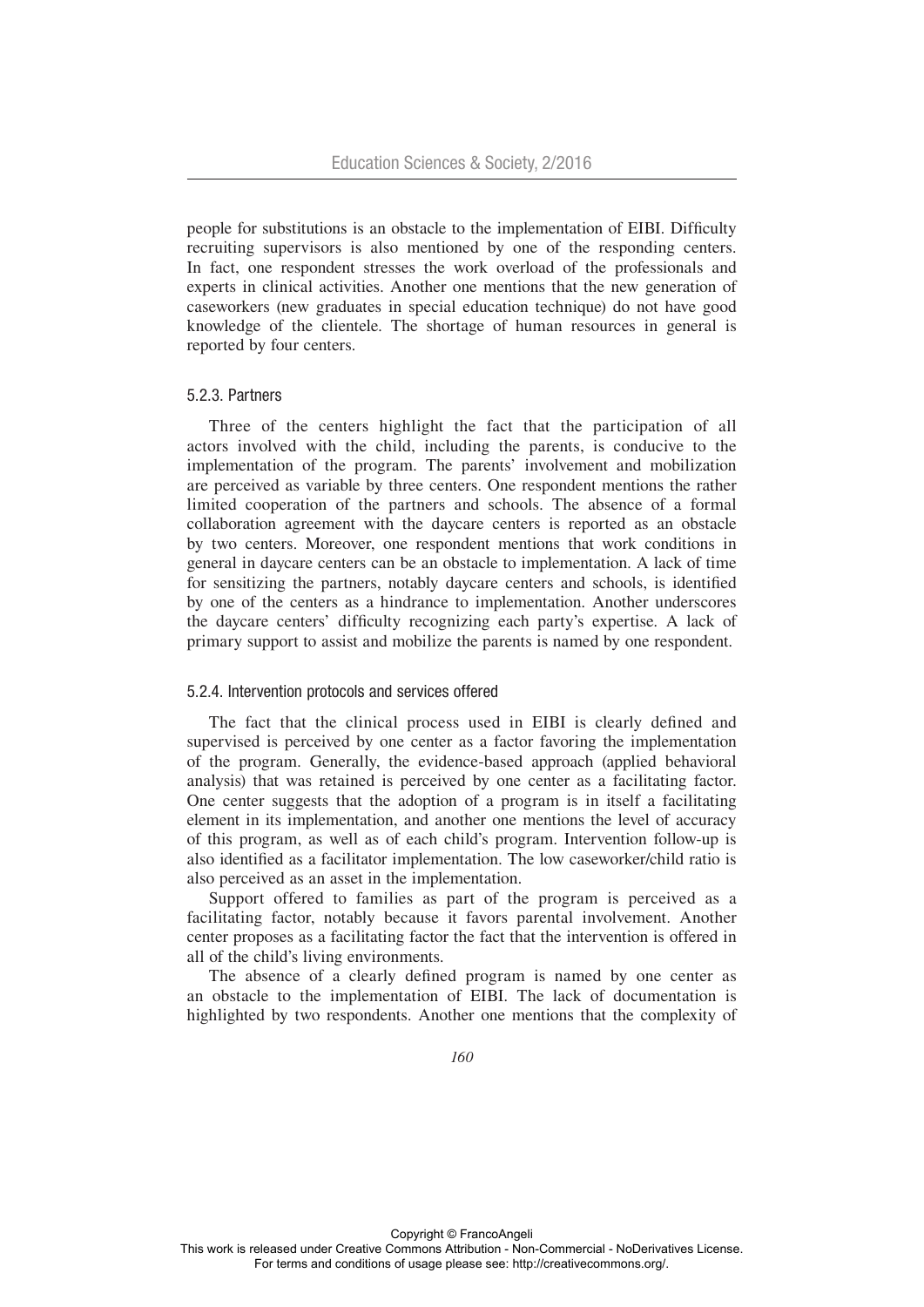people for substitutions is an obstacle to the implementation of EIBI. Difficulty recruiting supervisors is also mentioned by one of the responding centers. In fact, one respondent stresses the work overload of the professionals and experts in clinical activities. Another one mentions that the new generation of caseworkers (new graduates in special education technique) do not have good knowledge of the clientele. The shortage of human resources in general is reported by four centers.

### 5.2.3. Partners

Three of the centers highlight the fact that the participation of all actors involved with the child, including the parents, is conducive to the implementation of the program. The parents' involvement and mobilization are perceived as variable by three centers. One respondent mentions the rather limited cooperation of the partners and schools. The absence of a formal collaboration agreement with the daycare centers is reported as an obstacle by two centers. Moreover, one respondent mentions that work conditions in general in daycare centers can be an obstacle to implementation. A lack of time for sensitizing the partners, notably daycare centers and schools, is identified by one of the centers as a hindrance to implementation. Another underscores the daycare centers' difficulty recognizing each party's expertise. A lack of primary support to assist and mobilize the parents is named by one respondent.

### 5.2.4. Intervention protocols and services offered

The fact that the clinical process used in EIBI is clearly defined and supervised is perceived by one center as a factor favoring the implementation of the program. Generally, the evidence-based approach (applied behavioral analysis) that was retained is perceived by one center as a facilitating factor. One center suggests that the adoption of a program is in itself a facilitating element in its implementation, and another one mentions the level of accuracy of this program, as well as of each child's program. Intervention follow-up is also identified as a facilitator implementation. The low caseworker/child ratio is also perceived as an asset in the implementation.

Support offered to families as part of the program is perceived as a facilitating factor, notably because it favors parental involvement. Another center proposes as a facilitating factor the fact that the intervention is offered in all of the child's living environments.

The absence of a clearly defined program is named by one center as an obstacle to the implementation of EIBI. The lack of documentation is highlighted by two respondents. Another one mentions that the complexity of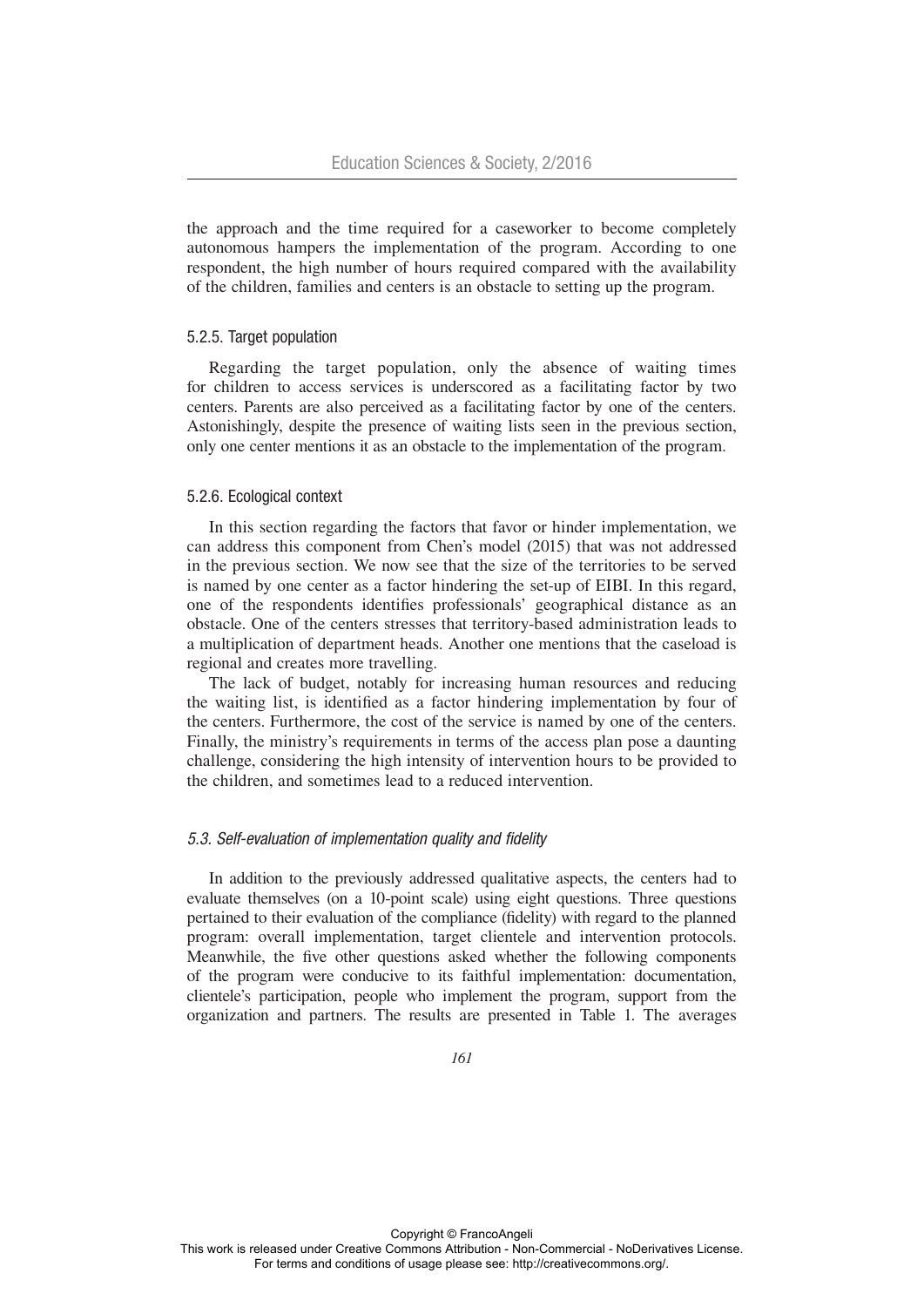the approach and the time required for a caseworker to become completely autonomous hampers the implementation of the program. According to one respondent, the high number of hours required compared with the availability of the children, families and centers is an obstacle to setting up the program.

#### 5.2.5. Target population

Regarding the target population, only the absence of waiting times for children to access services is underscored as a facilitating factor by two centers. Parents are also perceived as a facilitating factor by one of the centers. Astonishingly, despite the presence of waiting lists seen in the previous section, only one center mentions it as an obstacle to the implementation of the program.

#### 5.2.6. Ecological context

In this section regarding the factors that favor or hinder implementation, we can address this component from Chen's model (2015) that was not addressed in the previous section. We now see that the size of the territories to be served is named by one center as a factor hindering the set-up of EIBI. In this regard, one of the respondents identifies professionals' geographical distance as an obstacle. One of the centers stresses that territory-based administration leads to a multiplication of department heads. Another one mentions that the caseload is regional and creates more travelling.

The lack of budget, notably for increasing human resources and reducing the waiting list, is identified as a factor hindering implementation by four of the centers. Furthermore, the cost of the service is named by one of the centers. Finally, the ministry's requirements in terms of the access plan pose a daunting challenge, considering the high intensity of intervention hours to be provided to the children, and sometimes lead to a reduced intervention.

### *5.3. Self-evaluation of implementation quality and fidelity*

In addition to the previously addressed qualitative aspects, the centers had to evaluate themselves (on a 10-point scale) using eight questions. Three questions pertained to their evaluation of the compliance (fidelity) with regard to the planned program: overall implementation, target clientele and intervention protocols. Meanwhile, the five other questions asked whether the following components of the program were conducive to its faithful implementation: documentation, clientele's participation, people who implement the program, support from the organization and partners. The results are presented in Table 1. The averages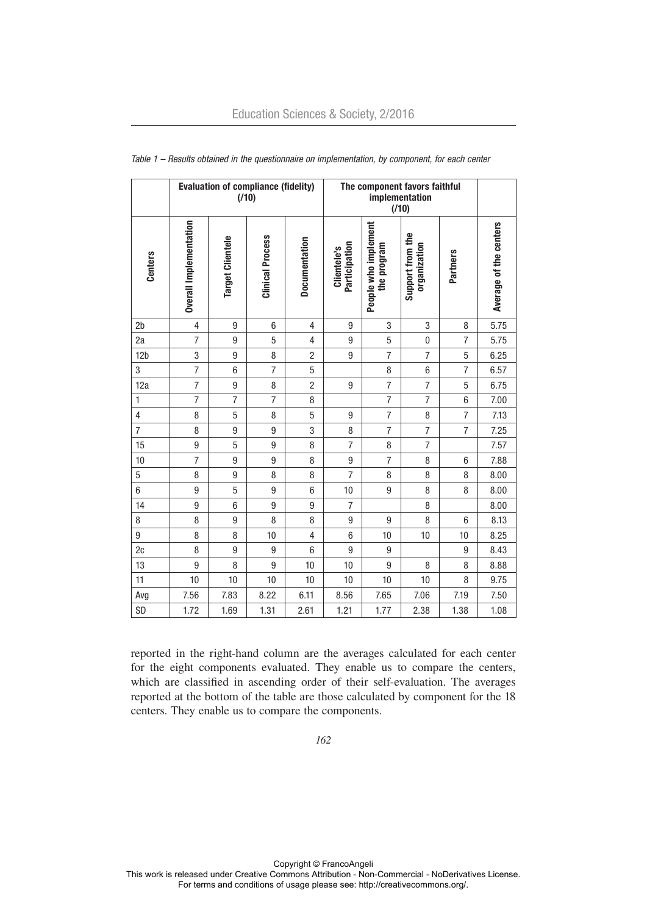*Table 1 – Results obtained in the questionnaire on implementation, by component, for each center*

| | Evaluation of compliance (fidelity) (/10) | | | | The component favors faithful implementation (/10) | | | | |
|---|---|---|---|---|---|---|---|---|---|
| Centers | Overall Implementation | Target Clientele | Clinical Process | Documentation | Clientele's Participation | People who implement the program | Support from the organization | Partners | Average of the centers |
| 2b | 4 | 9 | 6 | 4 | 9 | 3 | 3 | 8 | 5.75 |
| 2a | 7 | 9 | 5 | 4 | 9 | 5 | 0 | 7 | 5.75 |
| 12b | 3 | 9 | 8 | 2 | 9 | 7 | 7 | 5 | 6.25 |
| 3 | 7 | 6 | 7 | 5 | | 8 | 6 | 7 | 6.57 |
| 12a | 7 | 9 | 8 | 2 | 9 | 7 | 7 | 5 | 6.75 |
| 1 | 7 | 7 | 7 | 8 | | 7 | 7 | 6 | 7.00 |
| 4 | 8 | 5 | 8 | 5 | 9 | 7 | 8 | 7 | 7.13 |
| 7 | 8 | 9 | 9 | 3 | 8 | 7 | 7 | 7 | 7.25 |
| 15 | 9 | 5 | 9 | 8 | 7 | 8 | 7 | | 7.57 |
| 10 | 7 | 9 | 9 | 8 | 9 | 7 | 8 | 6 | 7.88 |
| 5 | 8 | 9 | 8 | 8 | 7 | 8 | 8 | 8 | 8.00 |
| 6 | 9 | 5 | 9 | 6 | 10 | 9 | 8 | 8 | 8.00 |
| 14 | 9 | 6 | 9 | 9 | 7 | | 8 | | 8.00 |
| 8 | 8 | 9 | 8 | 8 | 9 | 9 | 8 | 6 | 8.13 |
| 9 | 8 | 8 | 10 | 4 | 6 | 10 | 10 | 10 | 8.25 |
| 2c | 8 | 9 | 9 | 6 | 9 | 9 | | 9 | 8.43 |
| 13 | 9 | 8 | 9 | 10 | 10 | 9 | 8 | 8 | 8.88 |
| 11 | 10 | 10 | 10 | 10 | 10 | 10 | 10 | 8 | 9.75 |
| Avg | 7.56 | 7.83 | 8.22 | 6.11 | 8.56 | 7.65 | 7.06 | 7.19 | 7.50 |
| SD | 1.72 | 1.69 | 1.31 | 2.61 | 1.21 | 1.77 | 2.38 | 1.38 | 1.08 |

reported in the right-hand column are the averages calculated for each center for the eight components evaluated. They enable us to compare the centers, which are classified in ascending order of their self-evaluation. The averages reported at the bottom of the table are those calculated by component for the 18 centers. They enable us to compare the components.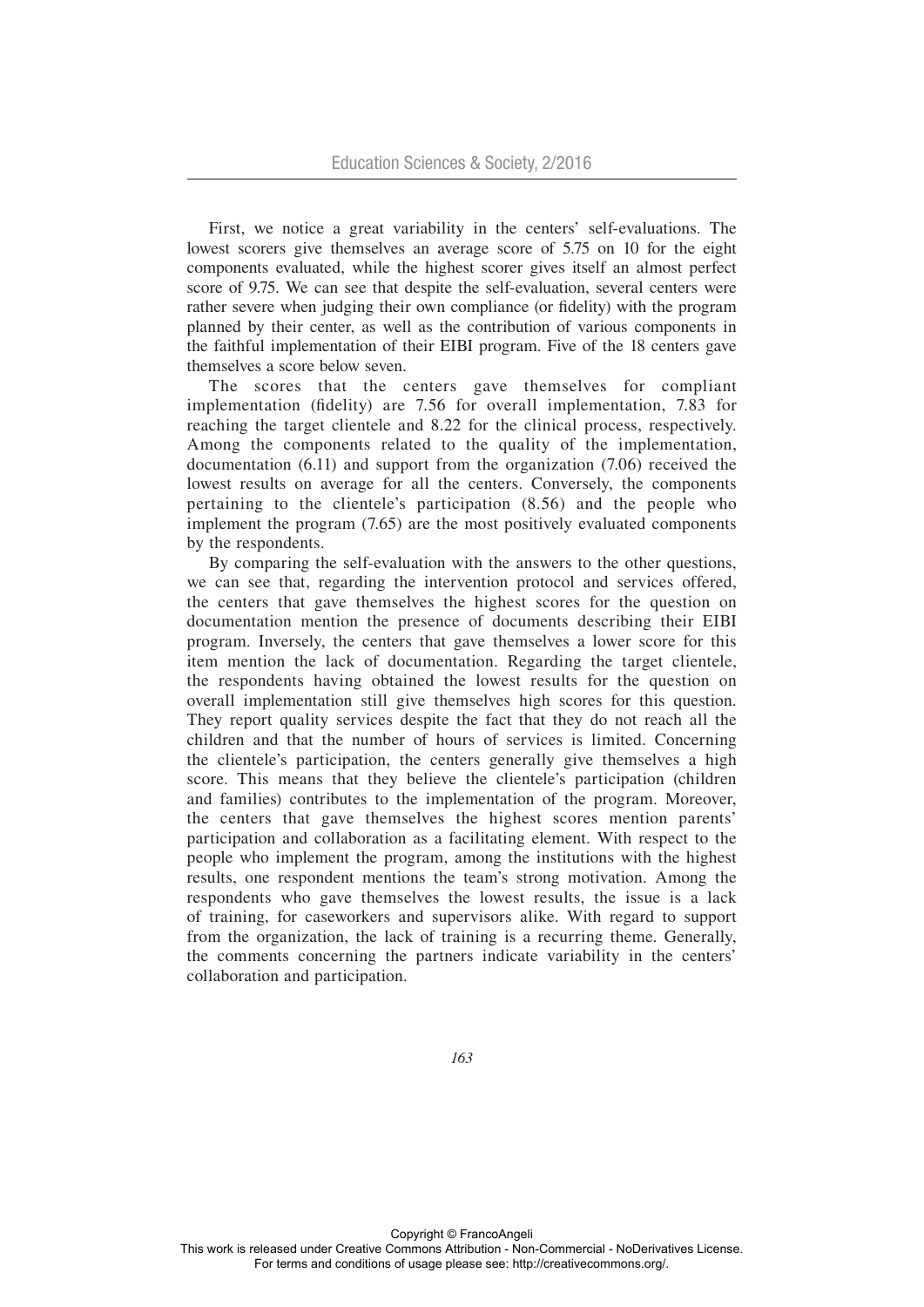First, we notice a great variability in the centers' self-evaluations. The lowest scorers give themselves an average score of 5.75 on 10 for the eight components evaluated, while the highest scorer gives itself an almost perfect score of 9.75. We can see that despite the self-evaluation, several centers were rather severe when judging their own compliance (or fidelity) with the program planned by their center, as well as the contribution of various components in the faithful implementation of their EIBI program. Five of the 18 centers gave themselves a score below seven.

The scores that the centers gave themselves for compliant implementation (fidelity) are 7.56 for overall implementation, 7.83 for reaching the target clientele and 8.22 for the clinical process, respectively. Among the components related to the quality of the implementation, documentation (6.11) and support from the organization (7.06) received the lowest results on average for all the centers. Conversely, the components pertaining to the clientele's participation (8.56) and the people who implement the program (7.65) are the most positively evaluated components by the respondents.

By comparing the self-evaluation with the answers to the other questions, we can see that, regarding the intervention protocol and services offered, the centers that gave themselves the highest scores for the question on documentation mention the presence of documents describing their EIBI program. Inversely, the centers that gave themselves a lower score for this item mention the lack of documentation. Regarding the target clientele, the respondents having obtained the lowest results for the question on overall implementation still give themselves high scores for this question. They report quality services despite the fact that they do not reach all the children and that the number of hours of services is limited. Concerning the clientele's participation, the centers generally give themselves a high score. This means that they believe the clientele's participation (children and families) contributes to the implementation of the program. Moreover, the centers that gave themselves the highest scores mention parents' participation and collaboration as a facilitating element. With respect to the people who implement the program, among the institutions with the highest results, one respondent mentions the team's strong motivation. Among the respondents who gave themselves the lowest results, the issue is a lack of training, for caseworkers and supervisors alike. With regard to support from the organization, the lack of training is a recurring theme. Generally, the comments concerning the partners indicate variability in the centers' collaboration and participation.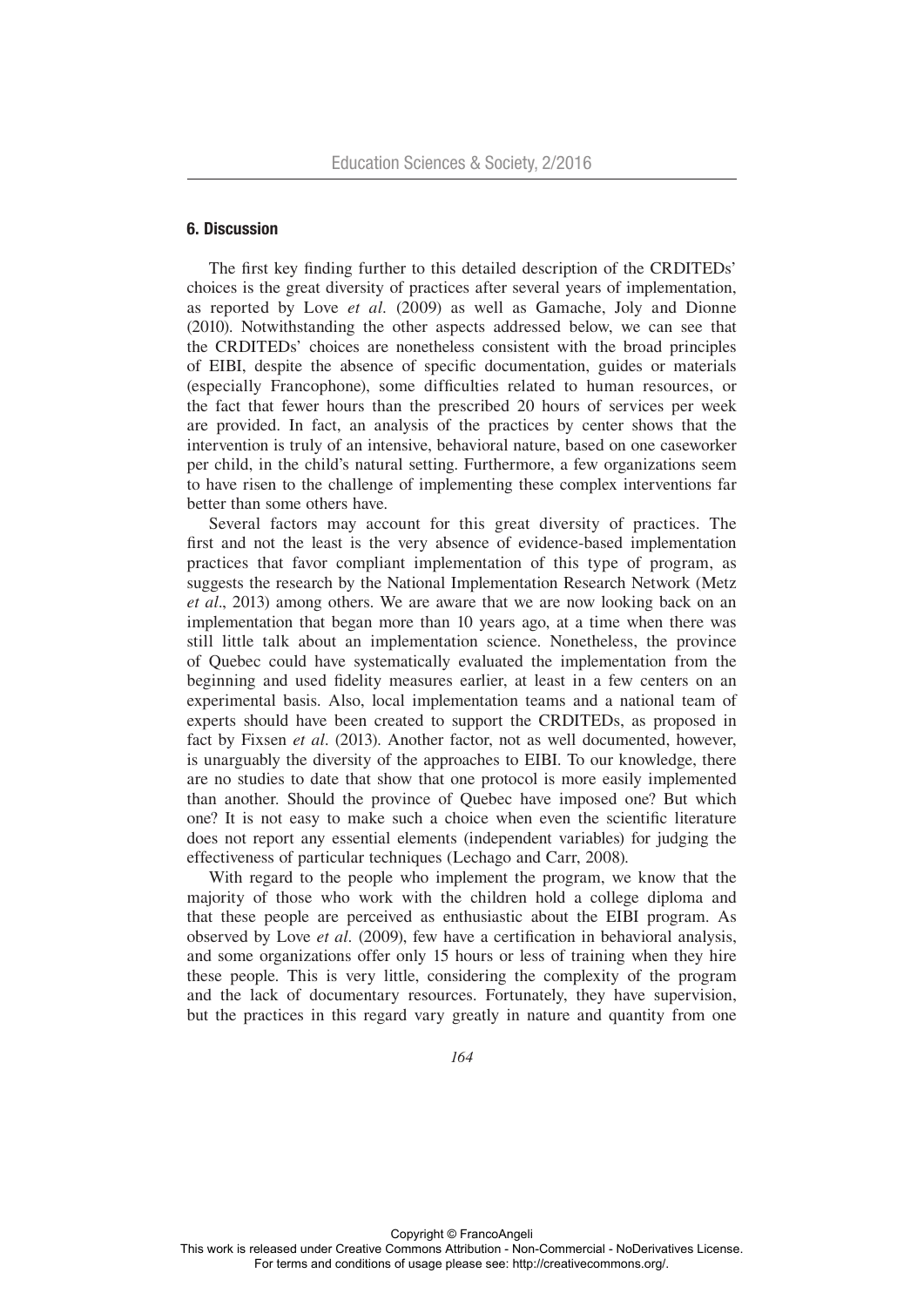## 6. Discussion

The first key finding further to this detailed description of the CRDITEDs' choices is the great diversity of practices after several years of implementation, as reported by Love *et al*. (2009) as well as Gamache, Joly and Dionne (2010). Notwithstanding the other aspects addressed below, we can see that the CRDITEDs' choices are nonetheless consistent with the broad principles of EIBI, despite the absence of specific documentation, guides or materials (especially Francophone), some difficulties related to human resources, or the fact that fewer hours than the prescribed 20 hours of services per week are provided. In fact, an analysis of the practices by center shows that the intervention is truly of an intensive, behavioral nature, based on one caseworker per child, in the child's natural setting. Furthermore, a few organizations seem to have risen to the challenge of implementing these complex interventions far better than some others have.

Several factors may account for this great diversity of practices. The first and not the least is the very absence of evidence-based implementation practices that favor compliant implementation of this type of program, as suggests the research by the National Implementation Research Network (Metz *et al*., 2013) among others. We are aware that we are now looking back on an implementation that began more than 10 years ago, at a time when there was still little talk about an implementation science. Nonetheless, the province of Quebec could have systematically evaluated the implementation from the beginning and used fidelity measures earlier, at least in a few centers on an experimental basis. Also, local implementation teams and a national team of experts should have been created to support the CRDITEDs, as proposed in fact by Fixsen *et al*. (2013). Another factor, not as well documented, however, is unarguably the diversity of the approaches to EIBI. To our knowledge, there are no studies to date that show that one protocol is more easily implemented than another. Should the province of Quebec have imposed one? But which one? It is not easy to make such a choice when even the scientific literature does not report any essential elements (independent variables) for judging the effectiveness of particular techniques (Lechago and Carr, 2008).

With regard to the people who implement the program, we know that the majority of those who work with the children hold a college diploma and that these people are perceived as enthusiastic about the EIBI program. As observed by Love *et al*. (2009), few have a certification in behavioral analysis, and some organizations offer only 15 hours or less of training when they hire these people. This is very little, considering the complexity of the program and the lack of documentary resources. Fortunately, they have supervision, but the practices in this regard vary greatly in nature and quantity from one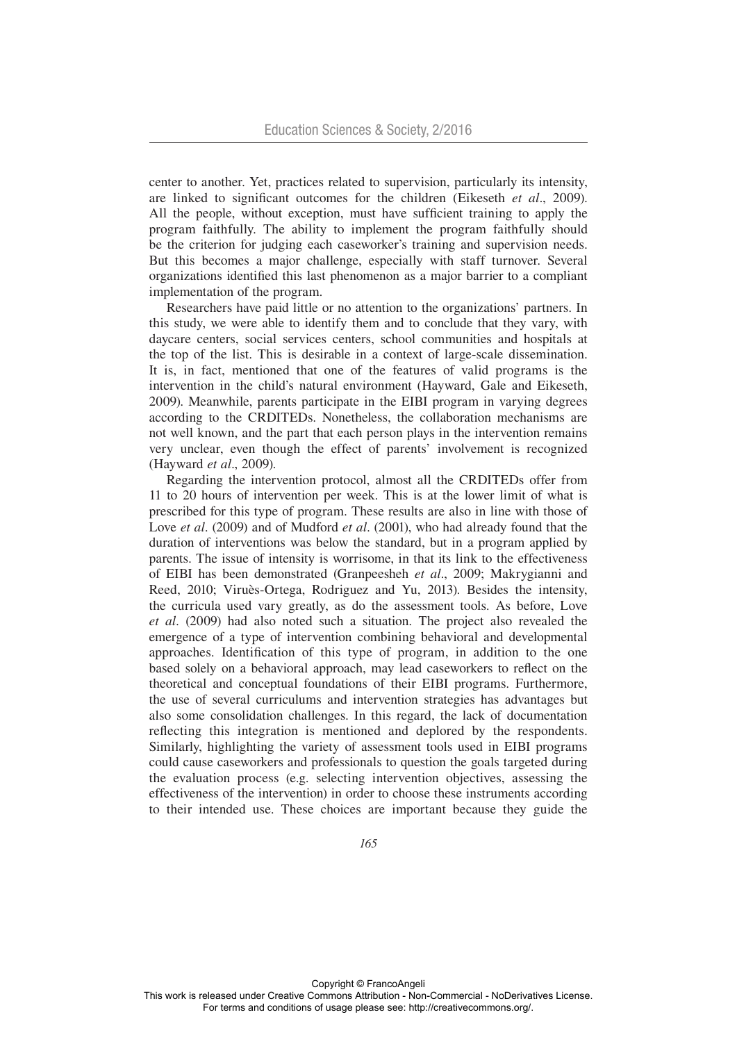center to another. Yet, practices related to supervision, particularly its intensity, are linked to significant outcomes for the children (Eikeseth *et al*., 2009). All the people, without exception, must have sufficient training to apply the program faithfully. The ability to implement the program faithfully should be the criterion for judging each caseworker's training and supervision needs. But this becomes a major challenge, especially with staff turnover. Several organizations identified this last phenomenon as a major barrier to a compliant implementation of the program.

Researchers have paid little or no attention to the organizations' partners. In this study, we were able to identify them and to conclude that they vary, with daycare centers, social services centers, school communities and hospitals at the top of the list. This is desirable in a context of large-scale dissemination. It is, in fact, mentioned that one of the features of valid programs is the intervention in the child's natural environment (Hayward, Gale and Eikeseth, 2009). Meanwhile, parents participate in the EIBI program in varying degrees according to the CRDITEDs. Nonetheless, the collaboration mechanisms are not well known, and the part that each person plays in the intervention remains very unclear, even though the effect of parents' involvement is recognized (Hayward *et al*., 2009).

Regarding the intervention protocol, almost all the CRDITEDs offer from 11 to 20 hours of intervention per week. This is at the lower limit of what is prescribed for this type of program. These results are also in line with those of Love *et al*. (2009) and of Mudford *et al*. (2001), who had already found that the duration of interventions was below the standard, but in a program applied by parents. The issue of intensity is worrisome, in that its link to the effectiveness of EIBI has been demonstrated (Granpeesheh *et al*., 2009; Makrygianni and Reed, 2010; Viruès-Ortega, Rodriguez and Yu, 2013). Besides the intensity, the curricula used vary greatly, as do the assessment tools. As before, Love *et al*. (2009) had also noted such a situation. The project also revealed the emergence of a type of intervention combining behavioral and developmental approaches. Identification of this type of program, in addition to the one based solely on a behavioral approach, may lead caseworkers to reflect on the theoretical and conceptual foundations of their EIBI programs. Furthermore, the use of several curriculums and intervention strategies has advantages but also some consolidation challenges. In this regard, the lack of documentation reflecting this integration is mentioned and deplored by the respondents. Similarly, highlighting the variety of assessment tools used in EIBI programs could cause caseworkers and professionals to question the goals targeted during the evaluation process (e.g. selecting intervention objectives, assessing the effectiveness of the intervention) in order to choose these instruments according to their intended use. These choices are important because they guide the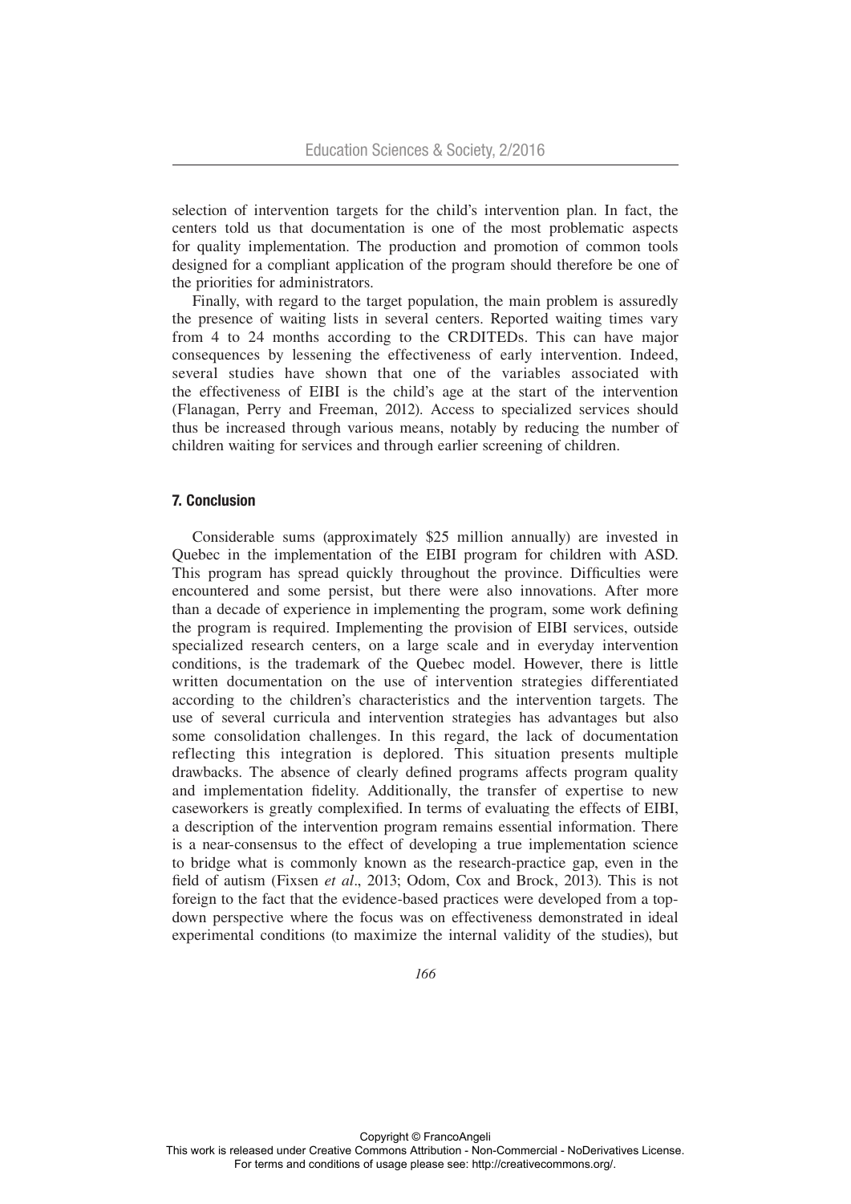selection of intervention targets for the child's intervention plan. In fact, the centers told us that documentation is one of the most problematic aspects for quality implementation. The production and promotion of common tools designed for a compliant application of the program should therefore be one of the priorities for administrators.

Finally, with regard to the target population, the main problem is assuredly the presence of waiting lists in several centers. Reported waiting times vary from 4 to 24 months according to the CRDITEDs. This can have major consequences by lessening the effectiveness of early intervention. Indeed, several studies have shown that one of the variables associated with the effectiveness of EIBI is the child's age at the start of the intervention (Flanagan, Perry and Freeman, 2012). Access to specialized services should thus be increased through various means, notably by reducing the number of children waiting for services and through earlier screening of children.

## 7. Conclusion

Considerable sums (approximately $25 million annually) are invested in Quebec in the implementation of the EIBI program for children with ASD. This program has spread quickly throughout the province. Difficulties were encountered and some persist, but there were also innovations. After more than a decade of experience in implementing the program, some work defining the program is required. Implementing the provision of EIBI services, outside specialized research centers, on a large scale and in everyday intervention conditions, is the trademark of the Quebec model. However, there is little written documentation on the use of intervention strategies differentiated according to the children's characteristics and the intervention targets. The use of several curricula and intervention strategies has advantages but also some consolidation challenges. In this regard, the lack of documentation reflecting this integration is deplored. This situation presents multiple drawbacks. The absence of clearly defined programs affects program quality and implementation fidelity. Additionally, the transfer of expertise to new caseworkers is greatly complexified. In terms of evaluating the effects of EIBI, a description of the intervention program remains essential information. There is a near-consensus to the effect of developing a true implementation science to bridge what is commonly known as the research-practice gap, even in the field of autism (Fixsen *et al*., 2013; Odom, Cox and Brock, 2013). This is not foreign to the fact that the evidence-based practices were developed from a top-down perspective where the focus was on effectiveness demonstrated in ideal experimental conditions (to maximize the internal validity of the studies), but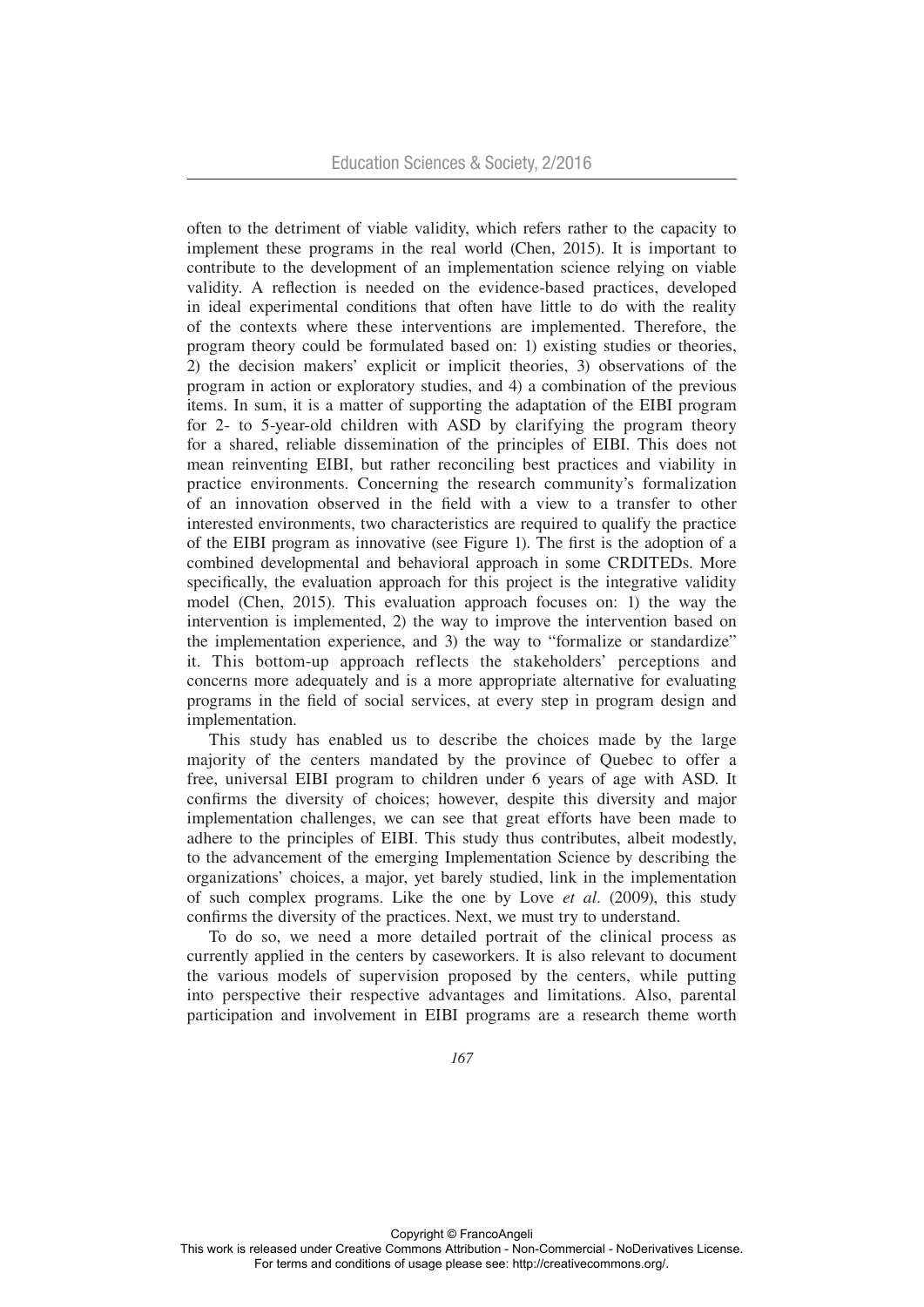often to the detriment of viable validity, which refers rather to the capacity to implement these programs in the real world (Chen, 2015). It is important to contribute to the development of an implementation science relying on viable validity. A reflection is needed on the evidence-based practices, developed in ideal experimental conditions that often have little to do with the reality of the contexts where these interventions are implemented. Therefore, the program theory could be formulated based on: 1) existing studies or theories, 2) the decision makers' explicit or implicit theories, 3) observations of the program in action or exploratory studies, and 4) a combination of the previous items. In sum, it is a matter of supporting the adaptation of the EIBI program for 2- to 5-year-old children with ASD by clarifying the program theory for a shared, reliable dissemination of the principles of EIBI. This does not mean reinventing EIBI, but rather reconciling best practices and viability in practice environments. Concerning the research community's formalization of an innovation observed in the field with a view to a transfer to other interested environments, two characteristics are required to qualify the practice of the EIBI program as innovative (see Figure 1). The first is the adoption of a combined developmental and behavioral approach in some CRDITEDs. More specifically, the evaluation approach for this project is the integrative validity model (Chen, 2015). This evaluation approach focuses on: 1) the way the intervention is implemented, 2) the way to improve the intervention based on the implementation experience, and 3) the way to "formalize or standardize" it. This bottom-up approach reflects the stakeholders' perceptions and concerns more adequately and is a more appropriate alternative for evaluating programs in the field of social services, at every step in program design and implementation.

This study has enabled us to describe the choices made by the large majority of the centers mandated by the province of Quebec to offer a free, universal EIBI program to children under 6 years of age with ASD. It confirms the diversity of choices; however, despite this diversity and major implementation challenges, we can see that great efforts have been made to adhere to the principles of EIBI. This study thus contributes, albeit modestly, to the advancement of the emerging Implementation Science by describing the organizations' choices, a major, yet barely studied, link in the implementation of such complex programs. Like the one by Love *et al*. (2009), this study confirms the diversity of the practices. Next, we must try to understand.

To do so, we need a more detailed portrait of the clinical process as currently applied in the centers by caseworkers. It is also relevant to document the various models of supervision proposed by the centers, while putting into perspective their respective advantages and limitations. Also, parental participation and involvement in EIBI programs are a research theme worth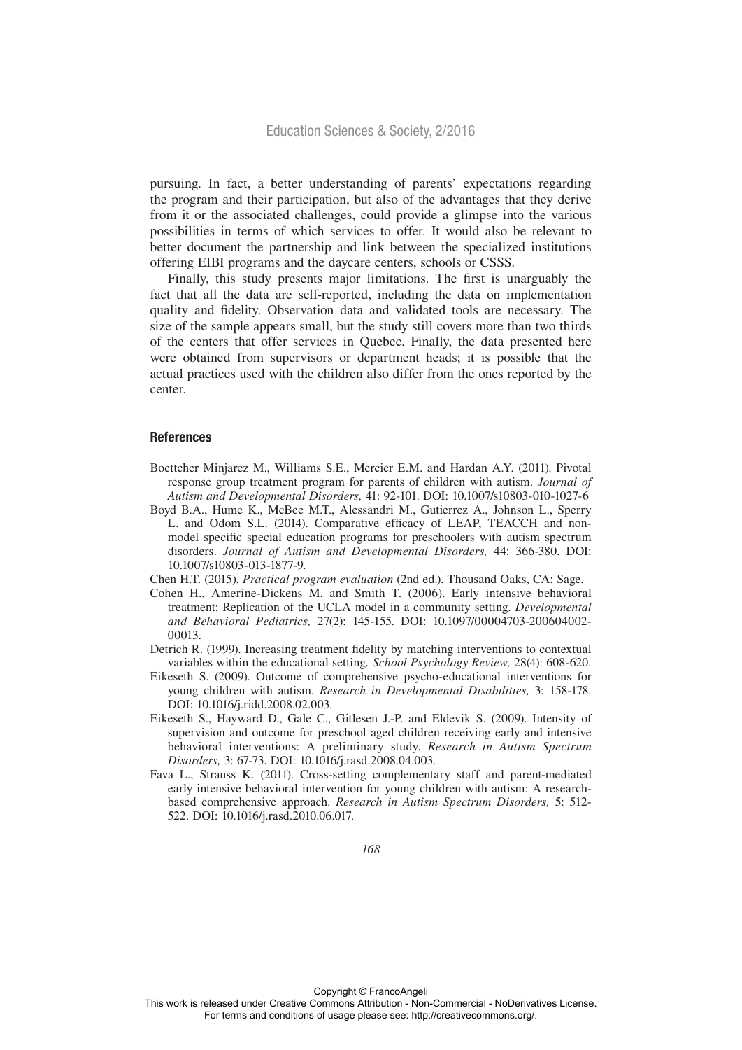pursuing. In fact, a better understanding of parents' expectations regarding the program and their participation, but also of the advantages that they derive from it or the associated challenges, could provide a glimpse into the various possibilities in terms of which services to offer. It would also be relevant to better document the partnership and link between the specialized institutions offering EIBI programs and the daycare centers, schools or CSSS.

Finally, this study presents major limitations. The first is unarguably the fact that all the data are self-reported, including the data on implementation quality and fidelity. Observation data and validated tools are necessary. The size of the sample appears small, but the study still covers more than two thirds of the centers that offer services in Quebec. Finally, the data presented here were obtained from supervisors or department heads; it is possible that the actual practices used with the children also differ from the ones reported by the center.

## References

Boettcher Minjarez M., Williams S.E., Mercier E.M. and Hardan A.Y. (2011). Pivotal response group treatment program for parents of children with autism. *Journal of Autism and Developmental Disorders,* 41: 92-101. DOI: 10.1007/s10803-010-1027-6

Boyd B.A., Hume K., McBee M.T., Alessandri M., Gutierrez A., Johnson L., Sperry L. and Odom S.L. (2014). Comparative efficacy of LEAP, TEACCH and non-model specific special education programs for preschoolers with autism spectrum disorders. *Journal of Autism and Developmental Disorders,* 44: 366-380. DOI: 10.1007/s10803-013-1877-9.

Chen H.T. (2015). *Practical program evaluation* (2nd ed.). Thousand Oaks, CA: Sage.

Cohen H., Amerine-Dickens M. and Smith T. (2006). Early intensive behavioral treatment: Replication of the UCLA model in a community setting. *Developmental and Behavioral Pediatrics,* 27(2): 145-155. DOI: 10.1097/00004703-200604002-00013.

Detrich R. (1999). Increasing treatment fidelity by matching interventions to contextual variables within the educational setting. *School Psychology Review,* 28(4): 608-620.

Eikeseth S. (2009). Outcome of comprehensive psycho-educational interventions for young children with autism. *Research in Developmental Disabilities,* 3: 158-178. DOI: 10.1016/j.ridd.2008.02.003.

Eikeseth S., Hayward D., Gale C., Gitlesen J.-P. and Eldevik S. (2009). Intensity of supervision and outcome for preschool aged children receiving early and intensive behavioral interventions: A preliminary study. *Research in Autism Spectrum Disorders,* 3: 67-73. DOI: 10.1016/j.rasd.2008.04.003.

Fava L., Strauss K. (2011). Cross-setting complementary staff and parent-mediated early intensive behavioral intervention for young children with autism: A research-based comprehensive approach. *Research in Autism Spectrum Disorders,* 5: 512-522. DOI: 10.1016/j.rasd.2010.06.017.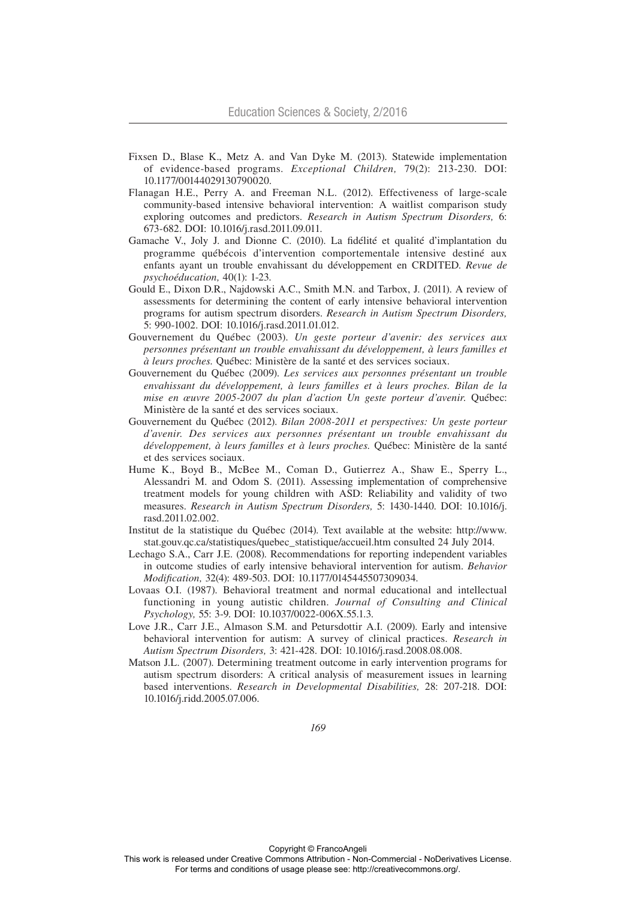Fixsen D., Blase K., Metz A. and Van Dyke M. (2013). Statewide implementation of evidence-based programs. *Exceptional Children,* 79(2): 213-230. DOI: 10.1177/00144029130790020.

Flanagan H.E., Perry A. and Freeman N.L. (2012). Effectiveness of large-scale community-based intensive behavioral intervention: A waitlist comparison study exploring outcomes and predictors. *Research in Autism Spectrum Disorders,* 6: 673-682. DOI: 10.1016/j.rasd.2011.09.011.

Gamache V., Joly J. and Dionne C. (2010). La fidélité et qualité d'implantation du programme québécois d'intervention comportementale intensive destiné aux enfants ayant un trouble envahissant du développement en CRDITED. *Revue de psychoéducation,* 40(1): 1-23.

Gould E., Dixon D.R., Najdowski A.C., Smith M.N. and Tarbox, J. (2011). A review of assessments for determining the content of early intensive behavioral intervention programs for autism spectrum disorders. *Research in Autism Spectrum Disorders,* 5: 990-1002. DOI: 10.1016/j.rasd.2011.01.012.

Gouvernement du Québec (2003). *Un geste porteur d'avenir: des services aux personnes présentant un trouble envahissant du développement, à leurs familles et à leurs proches.* Québec: Ministère de la santé et des services sociaux.

Gouvernement du Québec (2009). *Les services aux personnes présentant un trouble envahissant du développement, à leurs familles et à leurs proches. Bilan de la mise en œuvre 2005-2007 du plan d'action Un geste porteur d'avenir.* Québec: Ministère de la santé et des services sociaux.

Gouvernement du Québec (2012). *Bilan 2008-2011 et perspectives: Un geste porteur d'avenir. Des services aux personnes présentant un trouble envahissant du développement, à leurs familles et à leurs proches.* Québec: Ministère de la santé et des services sociaux.

Hume K., Boyd B., McBee M., Coman D., Gutierrez A., Shaw E., Sperry L., Alessandri M. and Odom S. (2011). Assessing implementation of comprehensive treatment models for young children with ASD: Reliability and validity of two measures. *Research in Autism Spectrum Disorders,* 5: 1430-1440. DOI: 10.1016/j.rasd.2011.02.002.

Institut de la statistique du Québec (2014). Text available at the website: http://www.stat.gouv.qc.ca/statistiques/quebec_statistique/accueil.htm consulted 24 July 2014.

Lechago S.A., Carr J.E. (2008). Recommendations for reporting independent variables in outcome studies of early intensive behavioral intervention for autism. *Behavior Modification,* 32(4): 489-503. DOI: 10.1177/0145445507309034.

Lovaas O.I. (1987). Behavioral treatment and normal educational and intellectual functioning in young autistic children. *Journal of Consulting and Clinical Psychology,* 55: 3-9. DOI: 10.1037/0022-006X.55.1.3.

Love J.R., Carr J.E., Almason S.M. and Petursdottir A.I. (2009). Early and intensive behavioral intervention for autism: A survey of clinical practices. *Research in Autism Spectrum Disorders,* 3: 421-428. DOI: 10.1016/j.rasd.2008.08.008.

Matson J.L. (2007). Determining treatment outcome in early intervention programs for autism spectrum disorders: A critical analysis of measurement issues in learning based interventions. *Research in Developmental Disabilities,* 28: 207-218. DOI: 10.1016/j.ridd.2005.07.006.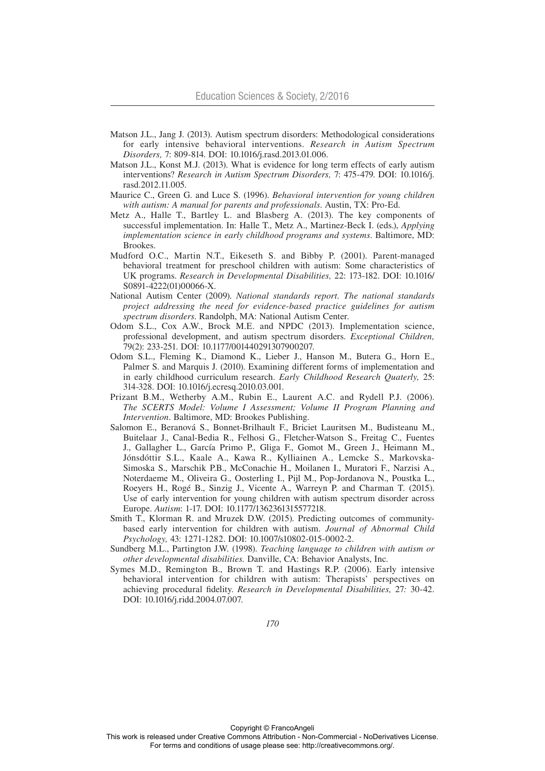Matson J.L., Jang J. (2013). Autism spectrum disorders: Methodological considerations for early intensive behavioral interventions. *Research in Autism Spectrum Disorders,* 7: 809-814. DOI: 10.1016/j.rasd.2013.01.006.

Matson J.L., Konst M.J. (2013). What is evidence for long term effects of early autism interventions? *Research in Autism Spectrum Disorders,* 7: 475-479. DOI: 10.1016/j.rasd.2012.11.005.

Maurice C., Green G. and Luce S. (1996). *Behavioral intervention for young children with autism: A manual for parents and professionals*. Austin, TX: Pro-Ed.

Metz A., Halle T., Bartley L. and Blasberg A. (2013). The key components of successful implementation. In: Halle T., Metz A., Martinez-Beck I. (eds.), *Applying implementation science in early childhood programs and systems*. Baltimore, MD: Brookes.

Mudford O.C., Martin N.T., Eikeseth S. and Bibby P. (2001). Parent-managed behavioral treatment for preschool children with autism: Some characteristics of UK programs. *Research in Developmental Disabilities,* 22: 173-182. DOI: 10.1016/S0891-4222(01)00066-X.

National Autism Center (2009). *National standards report. The national standards project addressing the need for evidence-based practice guidelines for autism spectrum disorders*. Randolph, MA: National Autism Center.

Odom S.L., Cox A.W., Brock M.E. and NPDC (2013). Implementation science, professional development, and autism spectrum disorders. *Exceptional Children,* 79(2): 233-251. DOI: 10.1177/001440291307900207.

Odom S.L., Fleming K., Diamond K., Lieber J., Hanson M., Butera G., Horn E., Palmer S. and Marquis J. (2010). Examining different forms of implementation and in early childhood curriculum research. *Early Childhood Research Quaterly,* 25: 314-328. DOI: 10.1016/j.ecresq.2010.03.001.

Prizant B.M., Wetherby A.M., Rubin E., Laurent A.C. and Rydell P.J. (2006). *The SCERTS Model: Volume I Assessment; Volume II Program Planning and Intervention*. Baltimore, MD: Brookes Publishing.

Salomon E., Beranová S., Bonnet-Brilhault F., Briciet Lauritsen M., Budisteanu M., Buitelaar J., Canal-Bedia R., Felhosi G., Fletcher-Watson S., Freitag C., Fuentes J., Gallagher L., García Primo P., Gliga F., Gomot M., Green J., Heimann M., Jónsdóttir S.L., Kaale A., Kawa R., Kylliainen A., Lemcke S., Markovska-Simoska S., Marschik P.B., McConachie H., Moilanen I., Muratori F., Narzisi A., Noterdaeme M., Oliveira G., Oosterling I., Pijl M., Pop-Jordanova N., Poustka L., Roeyers H., Rogé B., Sinzig J., Vicente A., Warreyn P. and Charman T. (2015). Use of early intervention for young children with autism spectrum disorder across Europe. *Autism*: 1-17. DOI: 10.1177/1362361315577218.

Smith T., Klorman R. and Mruzek D.W. (2015). Predicting outcomes of community-based early intervention for children with autism. *Journal of Abnormal Child Psychology,* 43: 1271-1282. DOI: 10.1007/s10802-015-0002-2.

Sundberg M.L., Partington J.W. (1998). *Teaching language to children with autism or other developmental disabilities.* Danville, CA: Behavior Analysts, Inc.

Symes M.D., Remington B., Brown T. and Hastings R.P. (2006). Early intensive behavioral intervention for children with autism: Therapists' perspectives on achieving procedural fidelity. *Research in Developmental Disabilities,* 27*:* 30-42. DOI: 10.1016/j.ridd.2004.07.007.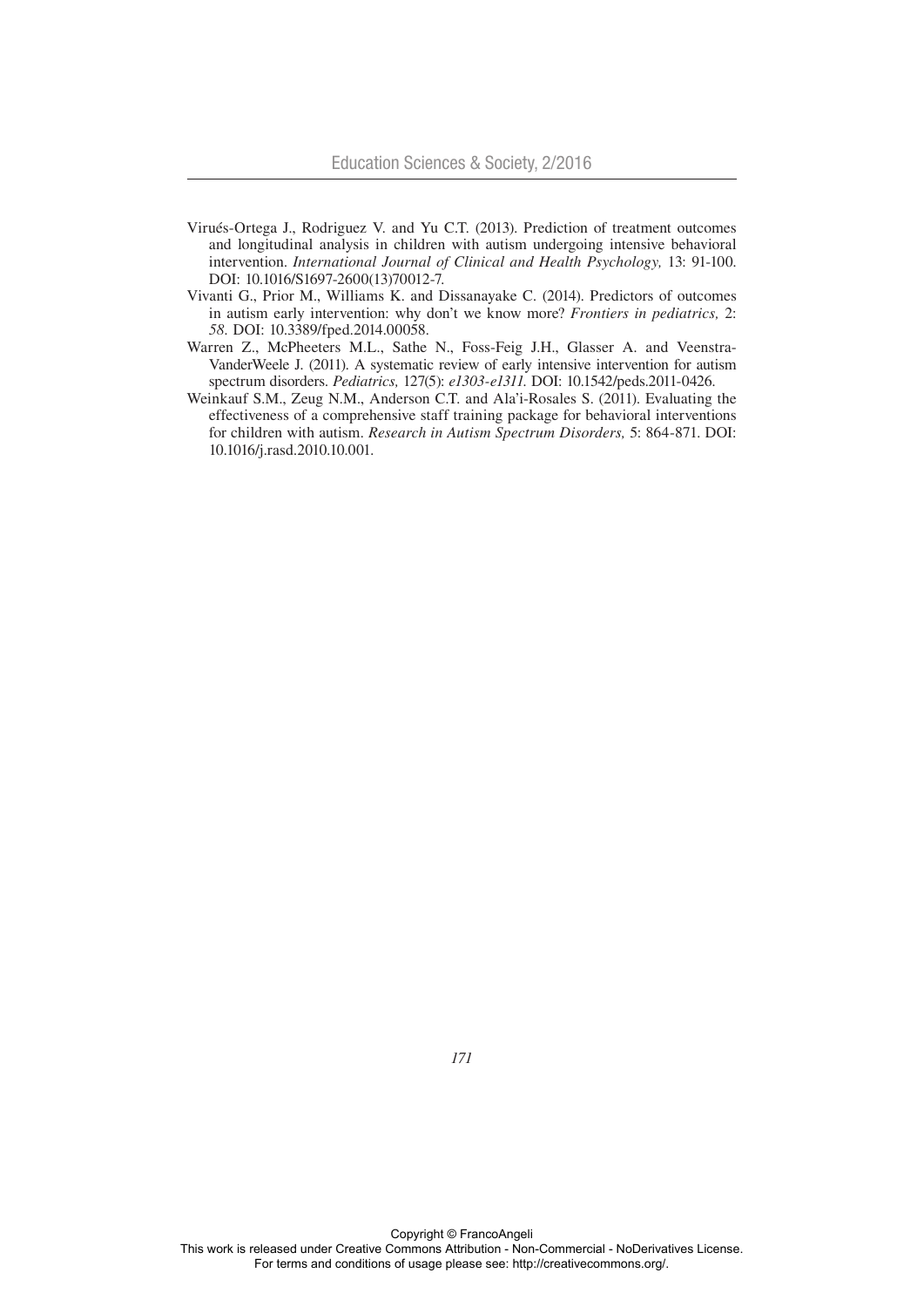Virués-Ortega J., Rodriguez V. and Yu C.T. (2013). Prediction of treatment outcomes and longitudinal analysis in children with autism undergoing intensive behavioral intervention. *International Journal of Clinical and Health Psychology,* 13: 91-100. DOI: 10.1016/S1697-2600(13)70012-7.

Vivanti G., Prior M., Williams K. and Dissanayake C. (2014). Predictors of outcomes in autism early intervention: why don't we know more? *Frontiers in pediatrics,* 2: *58.* DOI: 10.3389/fped.2014.00058.

Warren Z., McPheeters M.L., Sathe N., Foss-Feig J.H., Glasser A. and Veenstra-VanderWeele J. (2011). A systematic review of early intensive intervention for autism spectrum disorders. *Pediatrics,* 127(5): *e1303-e1311.* DOI: 10.1542/peds.2011-0426.

Weinkauf S.M., Zeug N.M., Anderson C.T. and Ala'i-Rosales S. (2011). Evaluating the effectiveness of a comprehensive staff training package for behavioral interventions for children with autism. *Research in Autism Spectrum Disorders,* 5: 864-871. DOI: 10.1016/j.rasd.2010.10.001.